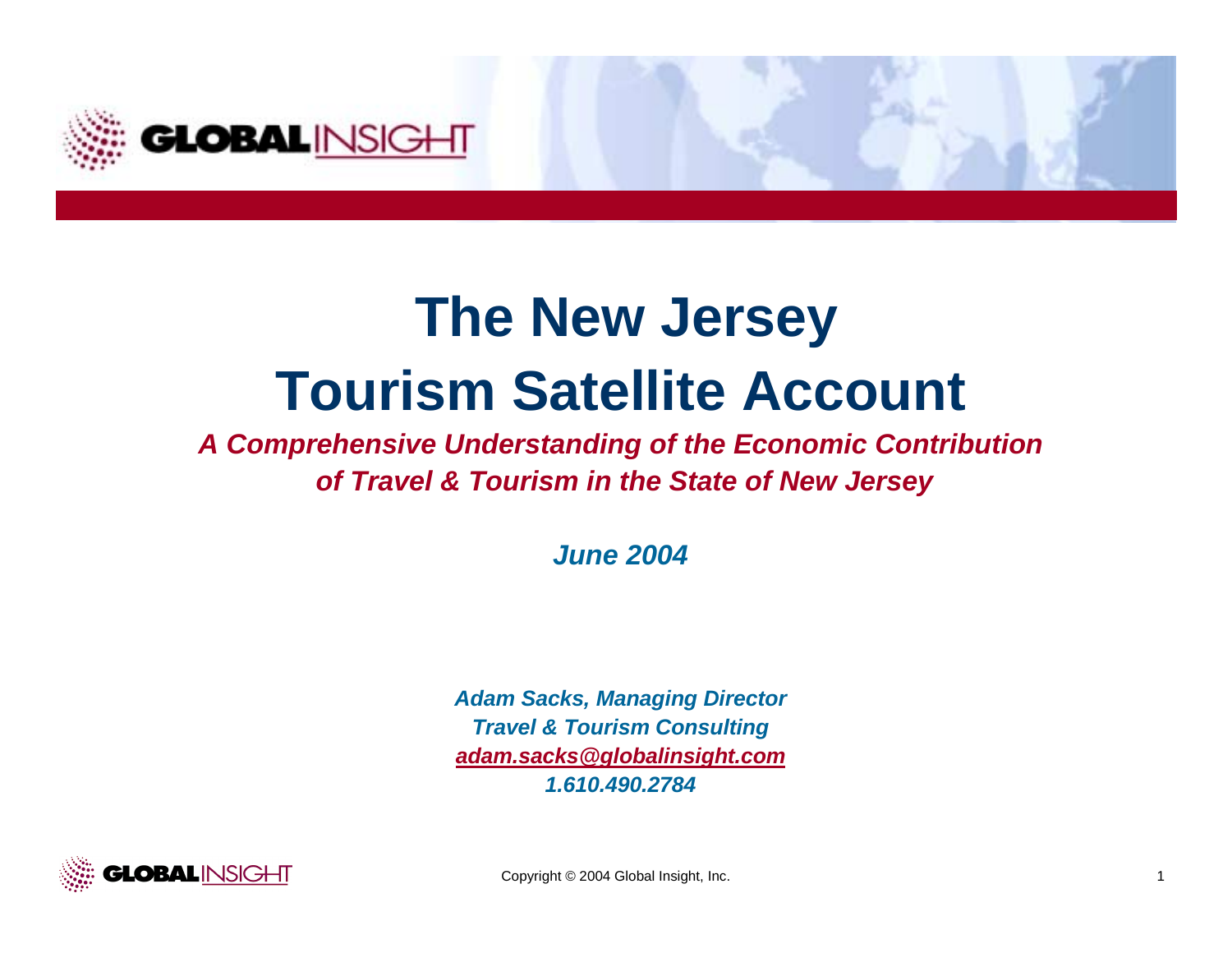# The New Jersey Tourism Satellite Account

***A Comprehensive Understanding of the Economic Contribution of Travel & Tourism in the State of New Jersey***

***June 2004***

***Adam Sacks, Managing Director***
***Travel & Tourism Consulting***
***adam.sacks@globalinsight.com***
***1.610.490.2784***

Copyright © 2004 Global Insight, Inc.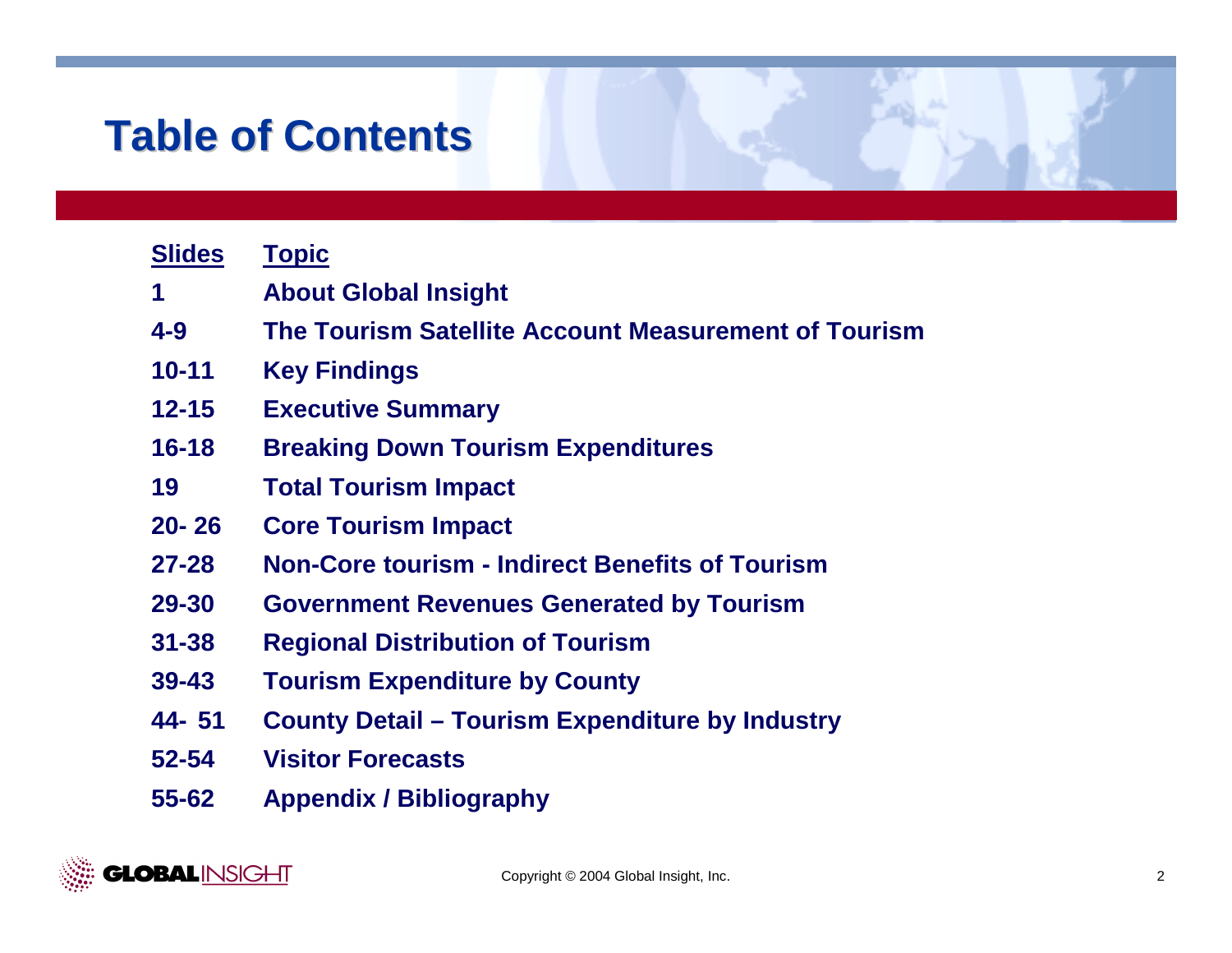# Table of Contents

| Slides | Topic |
|---|---|
| 1 | About Global Insight |
| 4-9 | The Tourism Satellite Account Measurement of Tourism |
| 10-11 | Key Findings |
| 12-15 | Executive Summary |
| 16-18 | Breaking Down Tourism Expenditures |
| 19 | Total Tourism Impact |
| 20- 26 | Core Tourism Impact |
| 27-28 | Non-Core tourism - Indirect Benefits of Tourism |
| 29-30 | Government Revenues Generated by Tourism |
| 31-38 | Regional Distribution of Tourism |
| 39-43 | Tourism Expenditure by County |
| 44- 51 | County Detail – Tourism Expenditure by Industry |
| 52-54 | Visitor Forecasts |
| 55-62 | Appendix / Bibliography |

Copyright © 2004 Global Insight, Inc.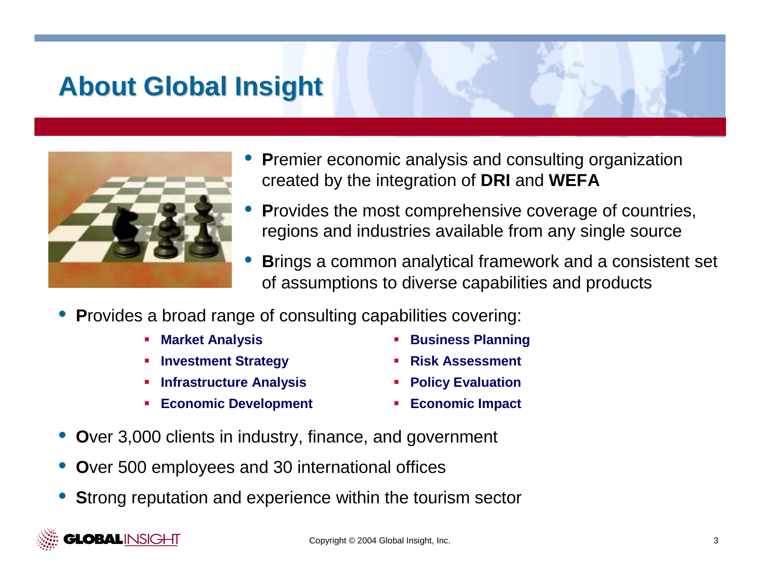# About Global Insight

- **P**remier economic analysis and consulting organization created by the integration of **DRI** and **WEFA**
- **P**rovides the most comprehensive coverage of countries, regions and industries available from any single source
- **B**rings a common analytical framework and a consistent set of assumptions to diverse capabilities and products
- **P**rovides a broad range of consulting capabilities covering:
  - **Market Analysis**
  - **Investment Strategy**
  - **Infrastructure Analysis**
  - **Economic Development**
  - **Business Planning**
  - **Risk Assessment**
  - **Policy Evaluation**
  - **Economic Impact**
- **O**ver 3,000 clients in industry, finance, and government
- **O**ver 500 employees and 30 international offices
- **S**trong reputation and experience within the tourism sector

Copyright © 2004 Global Insight, Inc.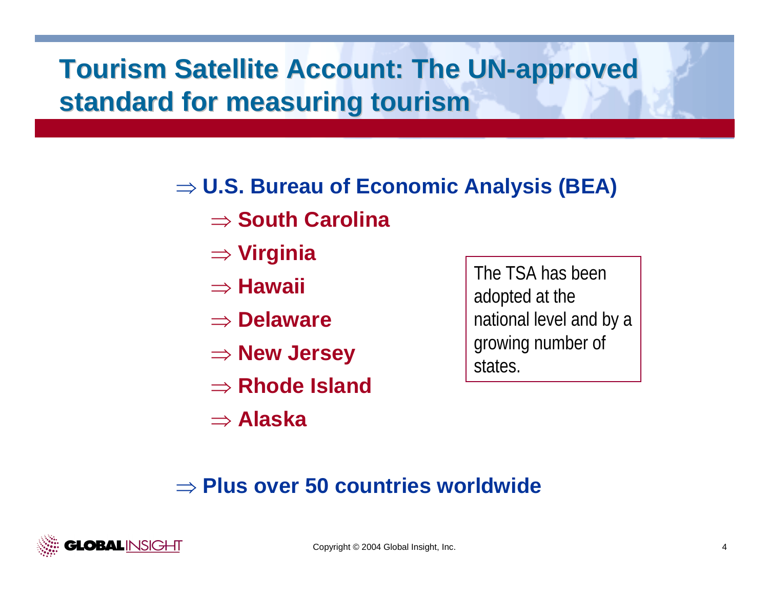# Tourism Satellite Account: The UN-approved standard for measuring tourism

- ⇒ **U.S. Bureau of Economic Analysis (BEA)**
  - ⇒ **South Carolina**
  - ⇒ **Virginia**
  - ⇒ **Hawaii**
  - ⇒ **Delaware**
  - ⇒ **New Jersey**
  - ⇒ **Rhode Island**
  - ⇒ **Alaska**

The TSA has been adopted at the national level and by a growing number of states.

- ⇒ **Plus over 50 countries worldwide**

Copyright © 2004 Global Insight, Inc.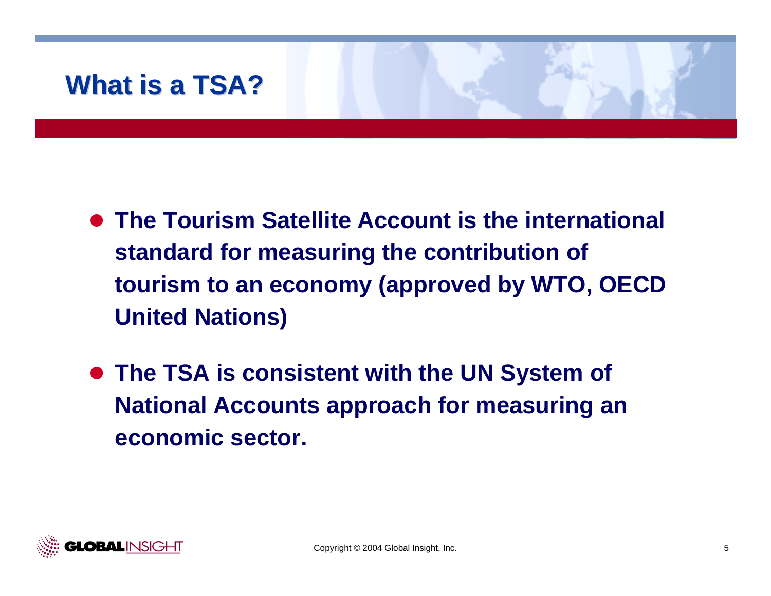# What is a TSA?

- **The Tourism Satellite Account is the international standard for measuring the contribution of tourism to an economy (approved by WTO, OECD United Nations)**

- **The TSA is consistent with the UN System of National Accounts approach for measuring an economic sector.**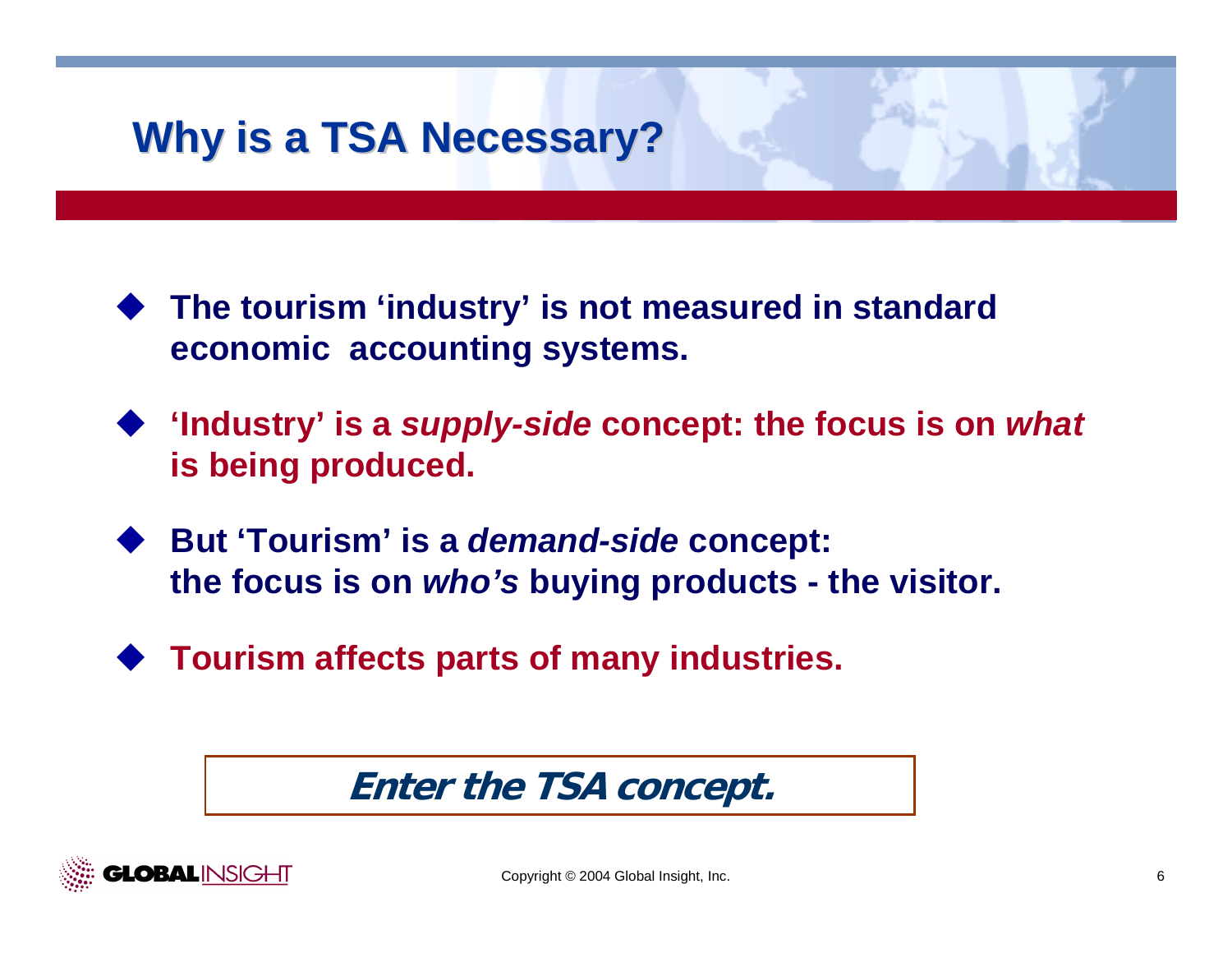# Why is a TSA Necessary?

- **The tourism 'industry' is not measured in standard economic accounting systems.**
- **'Industry' is a *supply-side* concept: the focus is on *what* is being produced.**
- **But 'Tourism' is a *demand-side* concept: the focus is on *who's* buying products - the visitor.**
- **Tourism affects parts of many industries.**

***Enter the TSA concept.***

Copyright © 2004 Global Insight, Inc.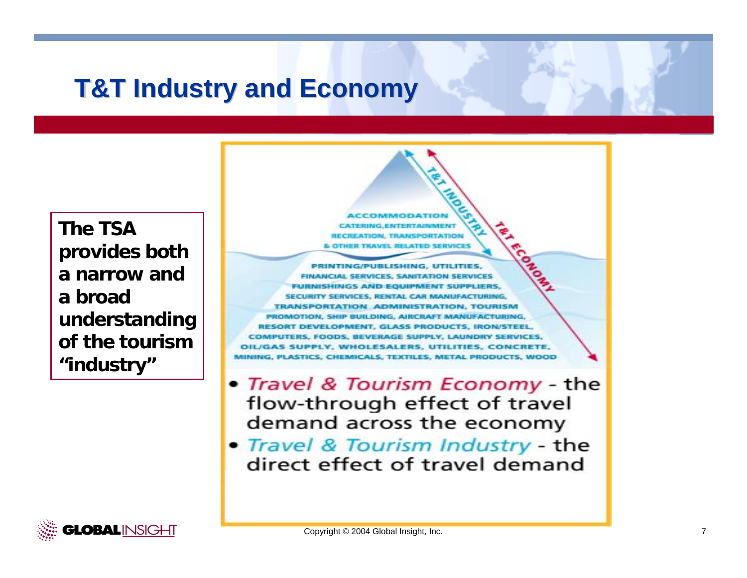# T&T Industry and Economy

**The TSA provides both a narrow and a broad understanding of the tourism "industry"**

T&T INDUSTRY

T&T ECONOMY

ACCOMMODATION
CATERING, ENTERTAINMENT
RECREATION, TRANSPORTATION
& OTHER TRAVEL RELATED SERVICES

PRINTING/PUBLISHING, UTILITIES,
FINANCIAL SERVICES, SANITATION SERVICES
FURNISHINGS AND EQUIPMENT SUPPLIERS,
SECURITY SERVICES, RENTAL CAR MANUFACTURING,
TRANSPORTATION ADMINISTRATION, TOURISM
PROMOTION, SHIP BUILDING, AIRCRAFT MANUFACTURING,
RESORT DEVELOPMENT, GLASS PRODUCTS, IRON/STEEL,
COMPUTERS, FOODS, BEVERAGE SUPPLY, LAUNDRY SERVICES,
OIL/GAS SUPPLY, WHOLESALERS, UTILITIES, CONCRETE,
MINING, PLASTICS, CHEMICALS, TEXTILES, METAL PRODUCTS, WOOD

- *Travel & Tourism Economy* - the flow-through effect of travel demand across the economy
- *Travel & Tourism Industry* - the direct effect of travel demand

Copyright © 2004 Global Insight, Inc.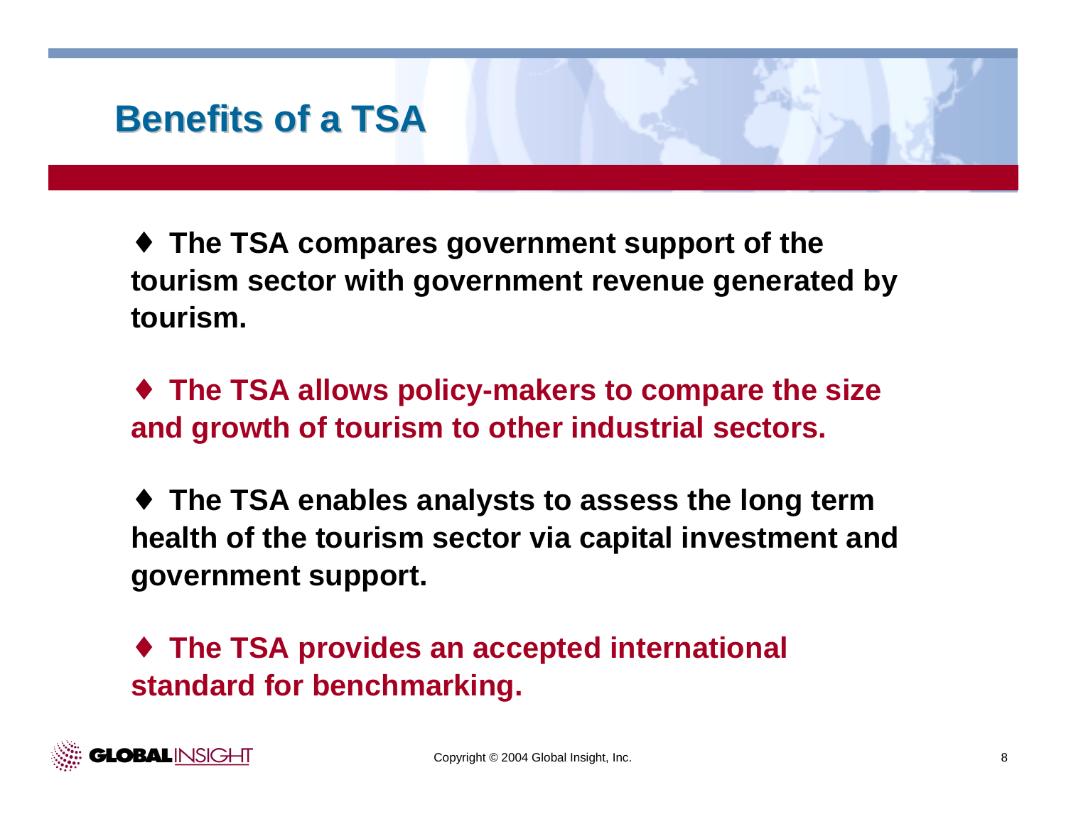# Benefits of a TSA

- **The TSA compares government support of the tourism sector with government revenue generated by tourism.**

- **The TSA allows policy-makers to compare the size and growth of tourism to other industrial sectors.**

- **The TSA enables analysts to assess the long term health of the tourism sector via capital investment and government support.**

- **The TSA provides an accepted international standard for benchmarking.**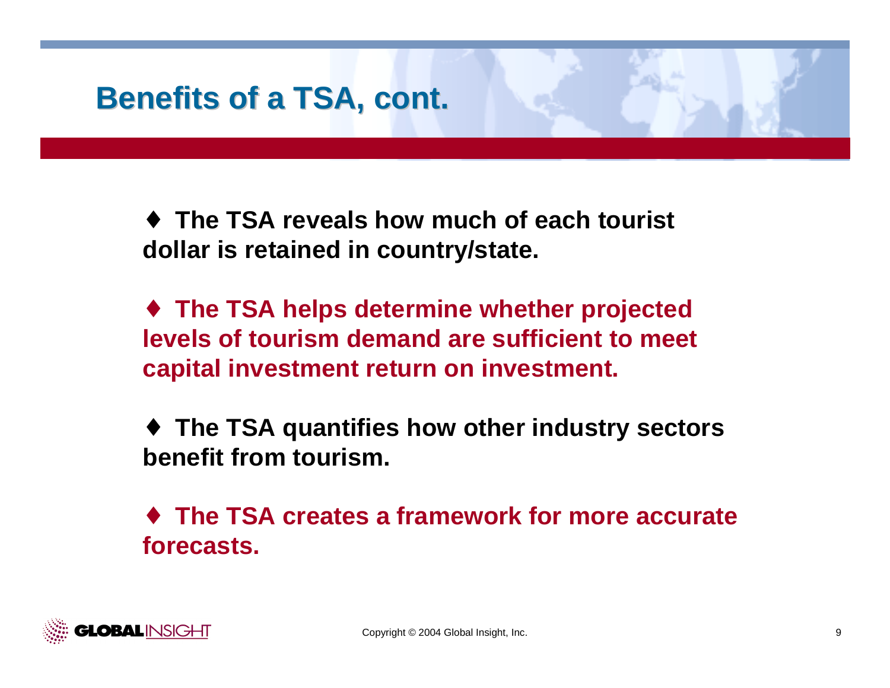# Benefits of a TSA, cont.

- The TSA reveals how much of each tourist dollar is retained in country/state.

- The TSA helps determine whether projected levels of tourism demand are sufficient to meet capital investment return on investment.

- The TSA quantifies how other industry sectors benefit from tourism.

- The TSA creates a framework for more accurate forecasts.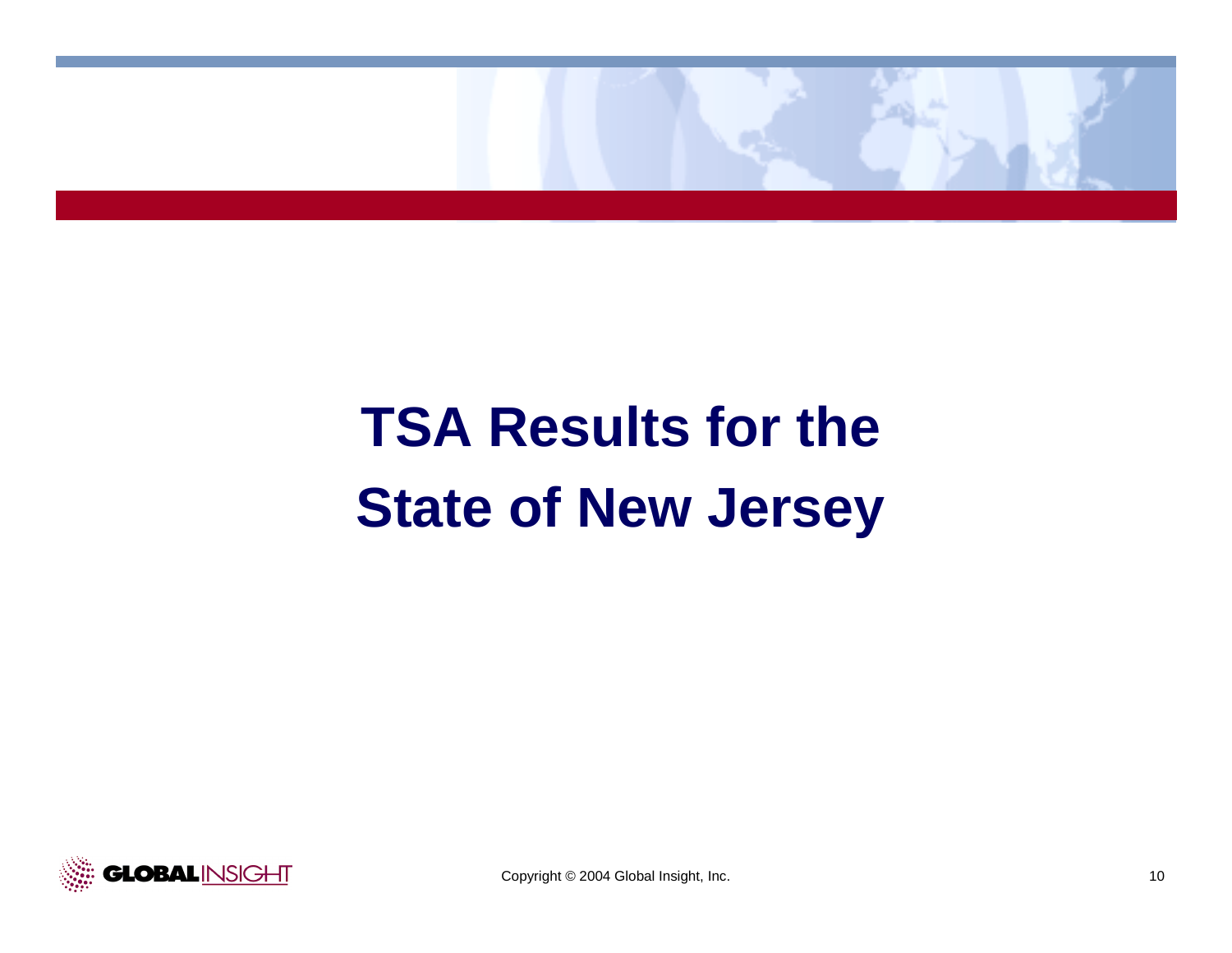# TSA Results for the State of New Jersey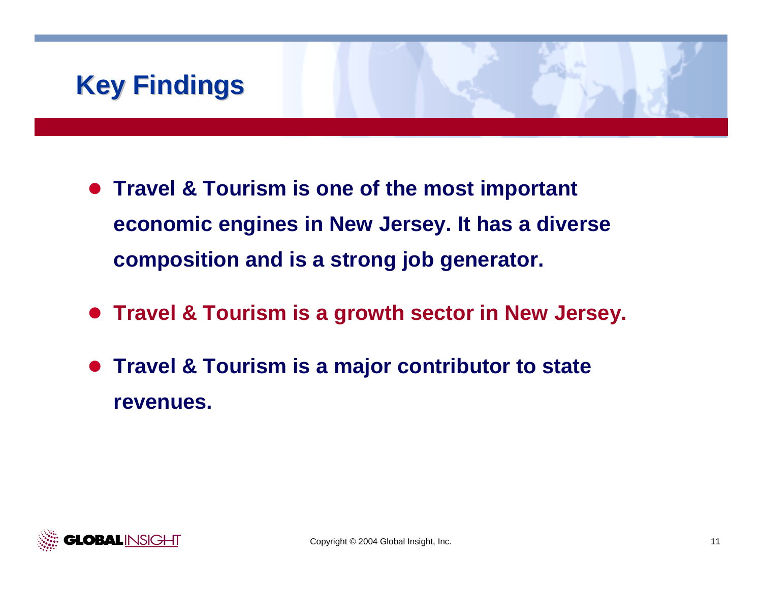# Key Findings

- Travel & Tourism is one of the most important economic engines in New Jersey. It has a diverse composition and is a strong job generator.
- Travel & Tourism is a growth sector in New Jersey.
- Travel & Tourism is a major contributor to state revenues.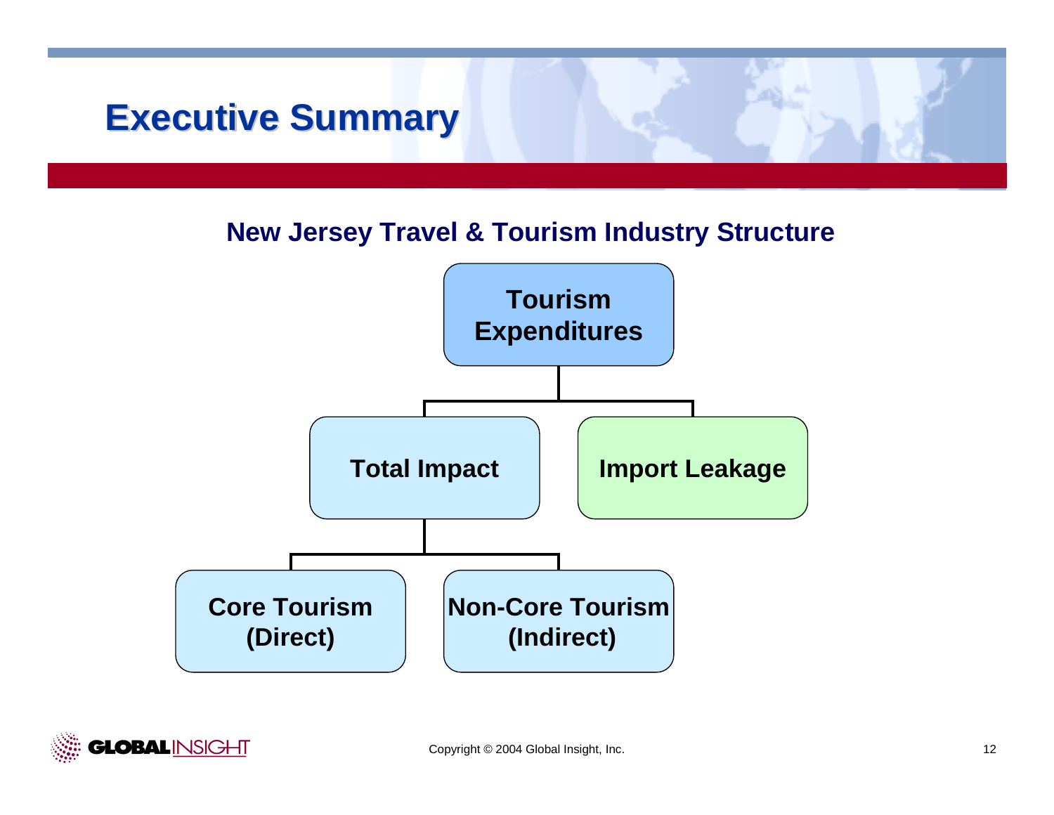# Executive Summary

## New Jersey Travel & Tourism Industry Structure

- **Tourism Expenditures**
  - **Total Impact**
    - **Core Tourism (Direct)**
    - **Non-Core Tourism (Indirect)**
  - **Import Leakage**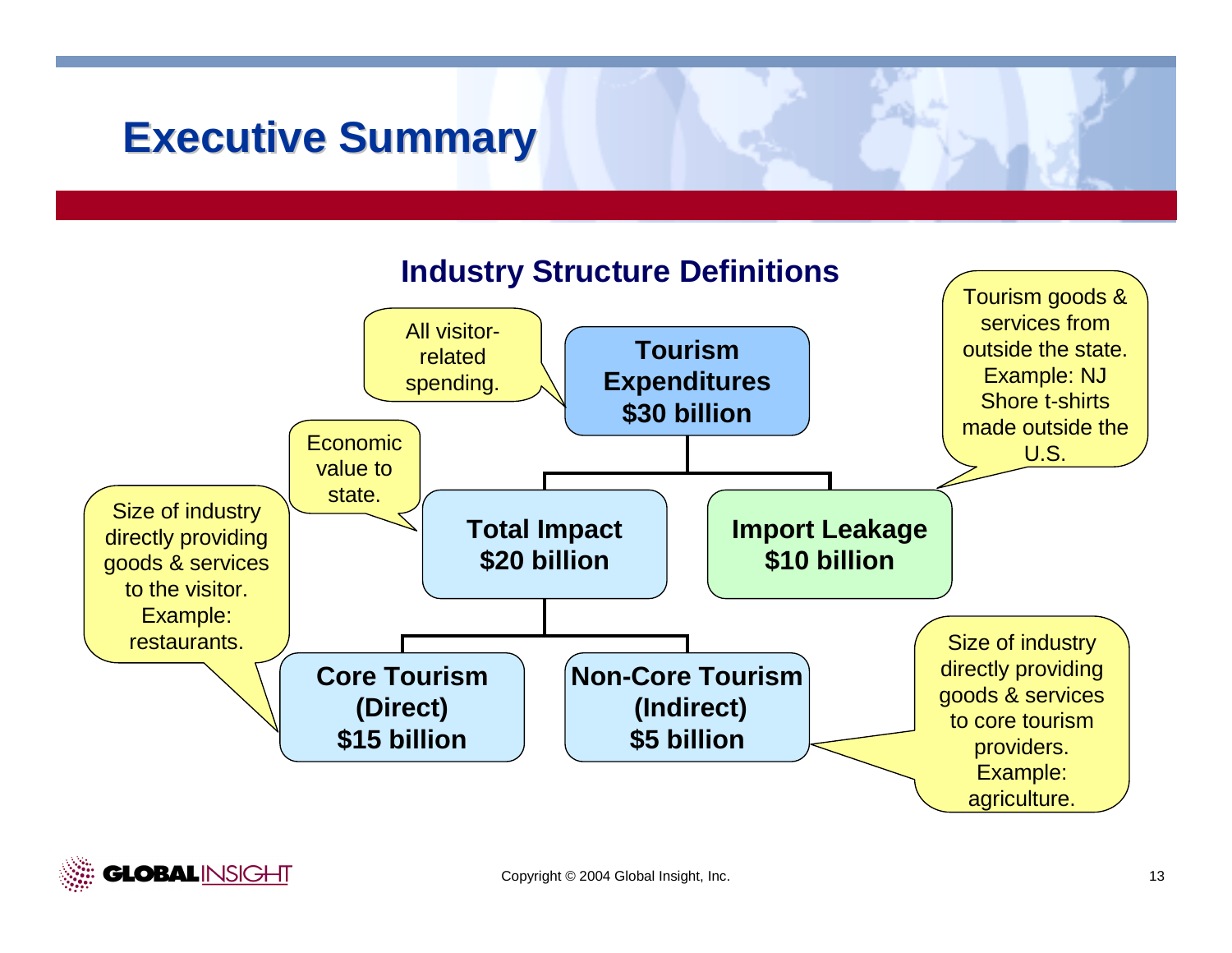# Executive Summary

## Industry Structure Definitions

**Tourism Expenditures $30 billion**
- All visitor-related spending.

**Total Impact $20 billion**
- Economic value to state.

**Import Leakage $10 billion**
- Tourism goods & services from outside the state. Example: NJ Shore t-shirts made outside the U.S.

**Core Tourism (Direct) $15 billion**
- Size of industry directly providing goods & services to the visitor. Example: restaurants.

**Non-Core Tourism (Indirect) $5 billion**
- Size of industry directly providing goods & services to core tourism providers. Example: agriculture.

Copyright © 2004 Global Insight, Inc.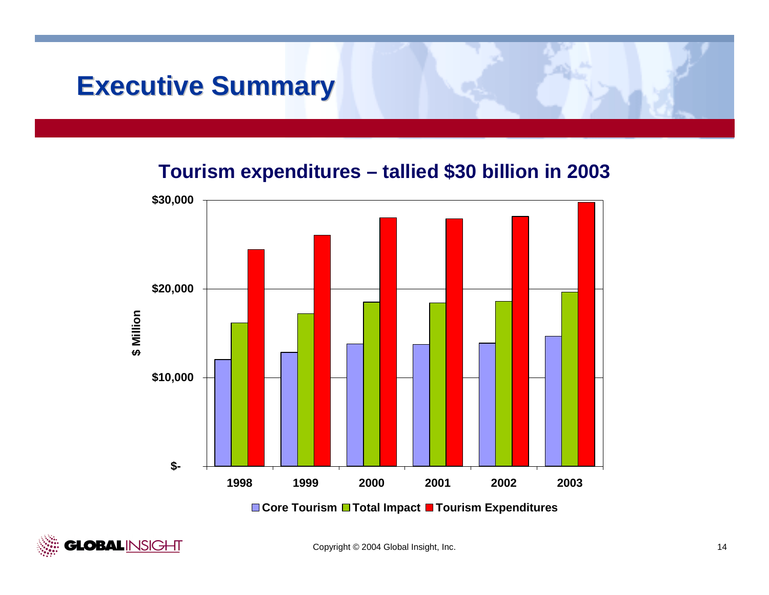# Executive Summary

## Tourism expenditures – tallied $30 billion in 2003

$ Million

$30,000

$20,000

$10,000

$-

1998 1999 2000 2001 2002 2003

Core Tourism | Total Impact | Tourism Expenditures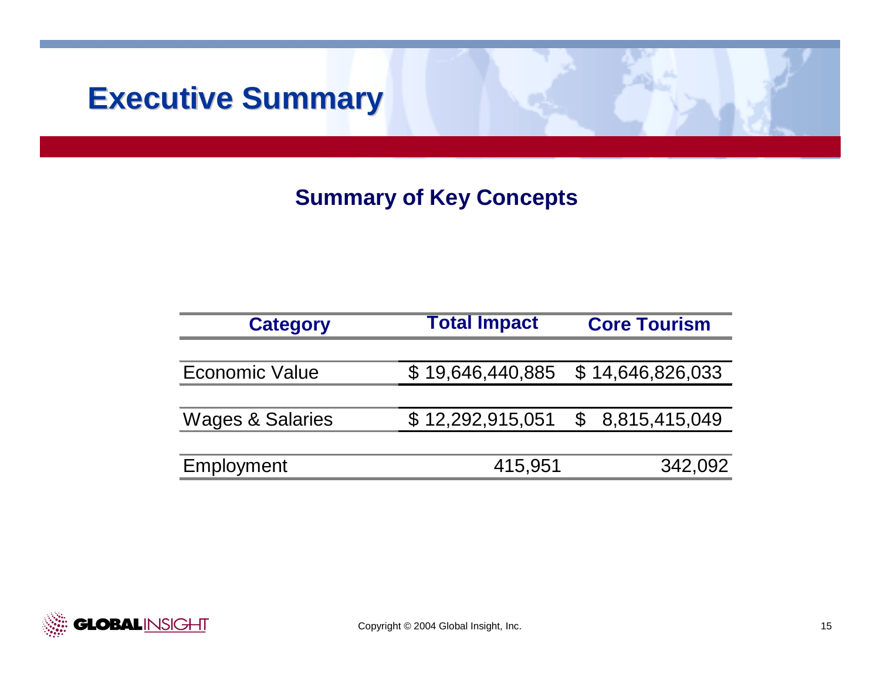# Executive Summary

## Summary of Key Concepts

| Category | Total Impact | Core Tourism |
|---|---|---|
| Economic Value | $ 19,646,440,885 | $ 14,646,826,033 |
| Wages & Salaries | $ 12,292,915,051 | $ 8,815,415,049 |
| Employment | 415,951 | 342,092 |

Copyright © 2004 Global Insight, Inc.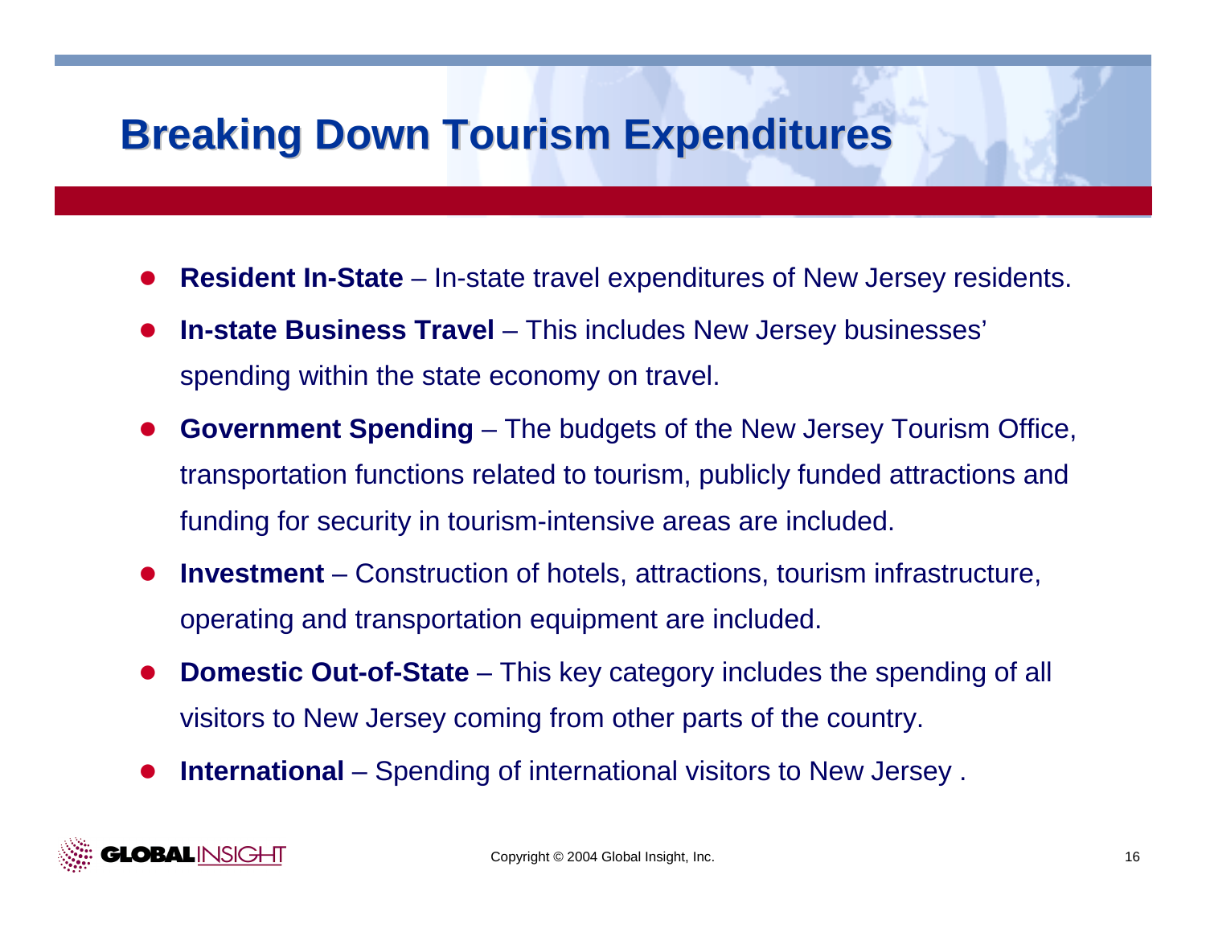# Breaking Down Tourism Expenditures

- **Resident In-State** – In-state travel expenditures of New Jersey residents.
- **In-state Business Travel** – This includes New Jersey businesses' spending within the state economy on travel.
- **Government Spending** – The budgets of the New Jersey Tourism Office, transportation functions related to tourism, publicly funded attractions and funding for security in tourism-intensive areas are included.
- **Investment** – Construction of hotels, attractions, tourism infrastructure, operating and transportation equipment are included.
- **Domestic Out-of-State** – This key category includes the spending of all visitors to New Jersey coming from other parts of the country.
- **International** – Spending of international visitors to New Jersey .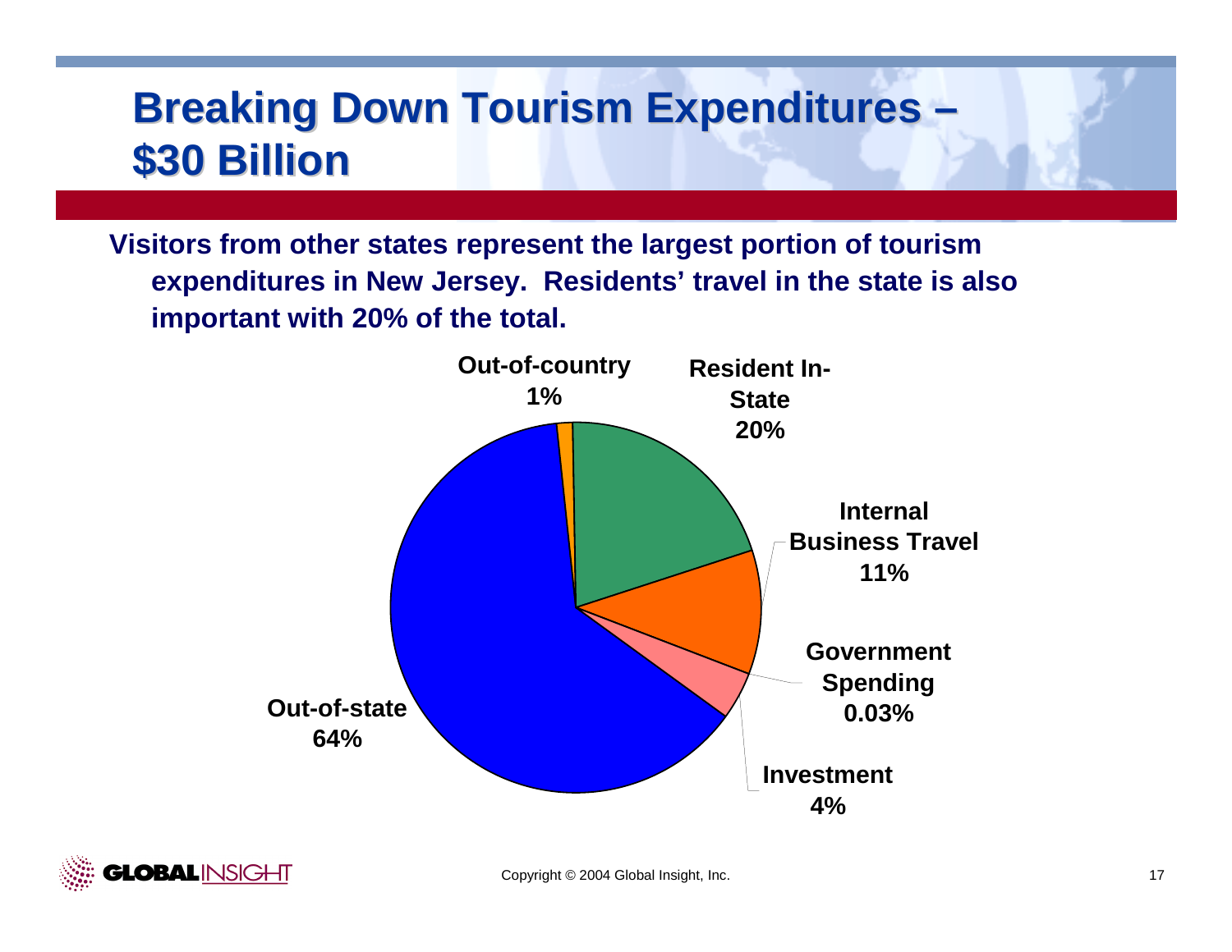# Breaking Down Tourism Expenditures – $30 Billion

**Visitors from other states represent the largest portion of tourism expenditures in New Jersey. Residents' travel in the state is also important with 20% of the total.**

Out-of-country
1%

Resident In-State
20%

Internal Business Travel
11%

Government Spending
0.03%

Investment
4%

Out-of-state
64%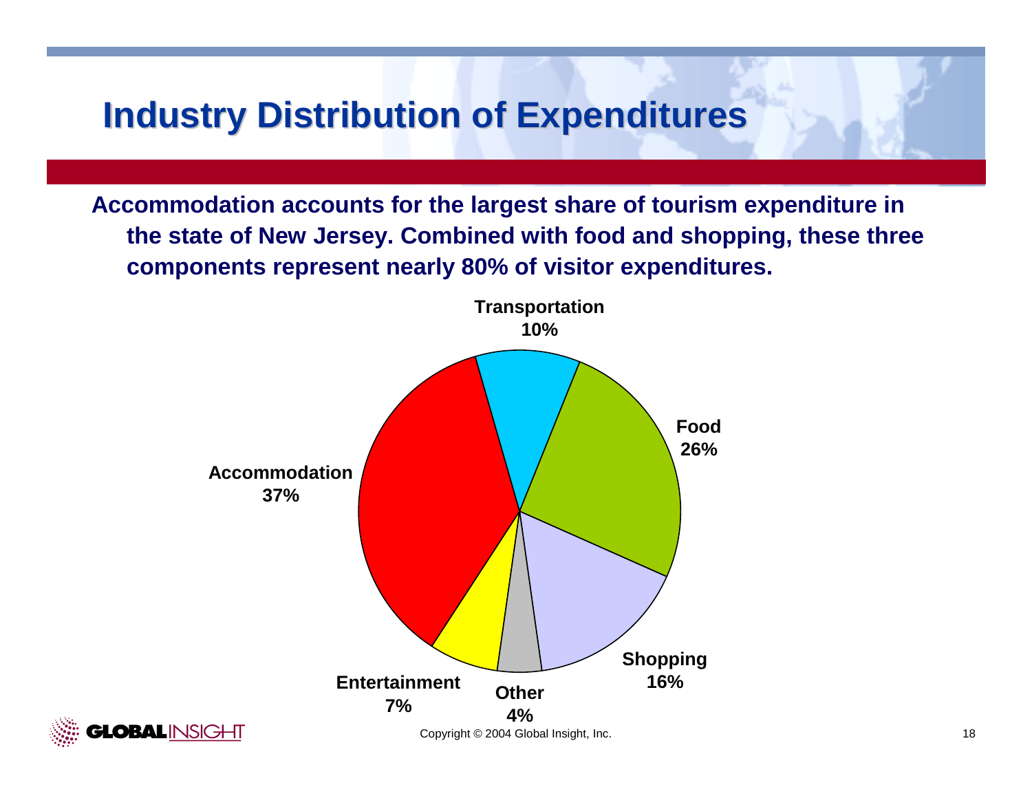# Industry Distribution of Expenditures

**Accommodation accounts for the largest share of tourism expenditure in the state of New Jersey. Combined with food and shopping, these three components represent nearly 80% of visitor expenditures.**

| Category | Share |
| --- | --- |
| Accommodation | 37% |
| Food | 26% |
| Shopping | 16% |
| Transportation | 10% |
| Entertainment | 7% |
| Other | 4% |

Copyright © 2004 Global Insight, Inc.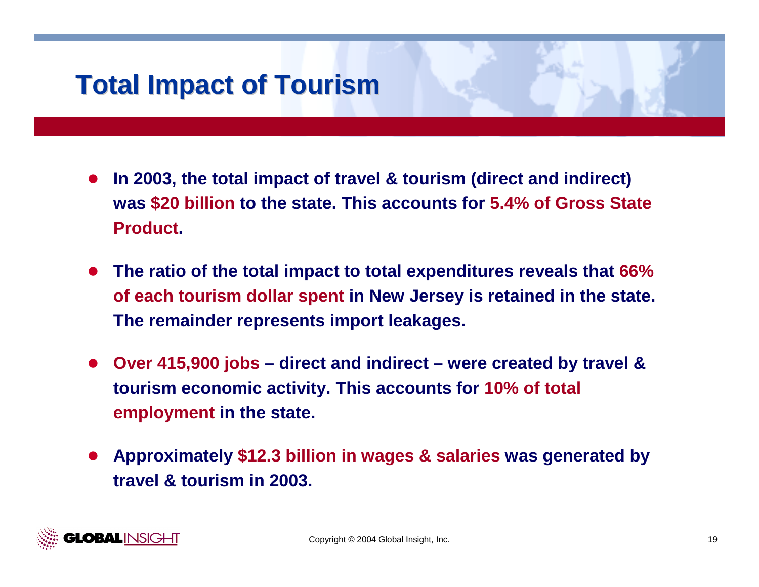# Total Impact of Tourism

- **In 2003, the total impact of travel & tourism (direct and indirect) was $20 billion to the state. This accounts for 5.4% of Gross State Product.**
- **The ratio of the total impact to total expenditures reveals that 66% of each tourism dollar spent in New Jersey is retained in the state. The remainder represents import leakages.**
- **Over 415,900 jobs – direct and indirect – were created by travel & tourism economic activity. This accounts for 10% of total employment in the state.**
- **Approximately $12.3 billion in wages & salaries was generated by travel & tourism in 2003.**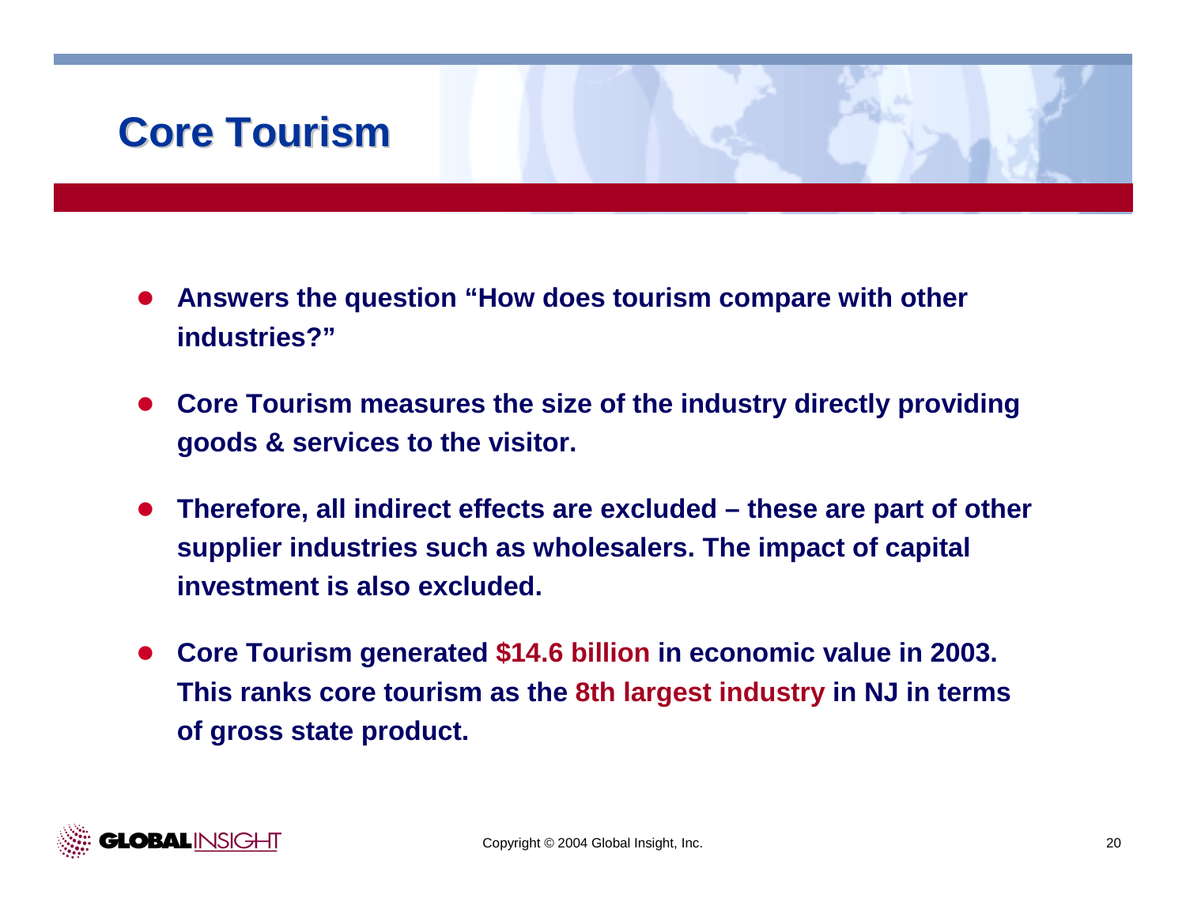# Core Tourism

- **Answers the question "How does tourism compare with other industries?"**
- **Core Tourism measures the size of the industry directly providing goods & services to the visitor.**
- **Therefore, all indirect effects are excluded – these are part of other supplier industries such as wholesalers. The impact of capital investment is also excluded.**
- **Core Tourism generated $14.6 billion in economic value in 2003. This ranks core tourism as the 8th largest industry in NJ in terms of gross state product.**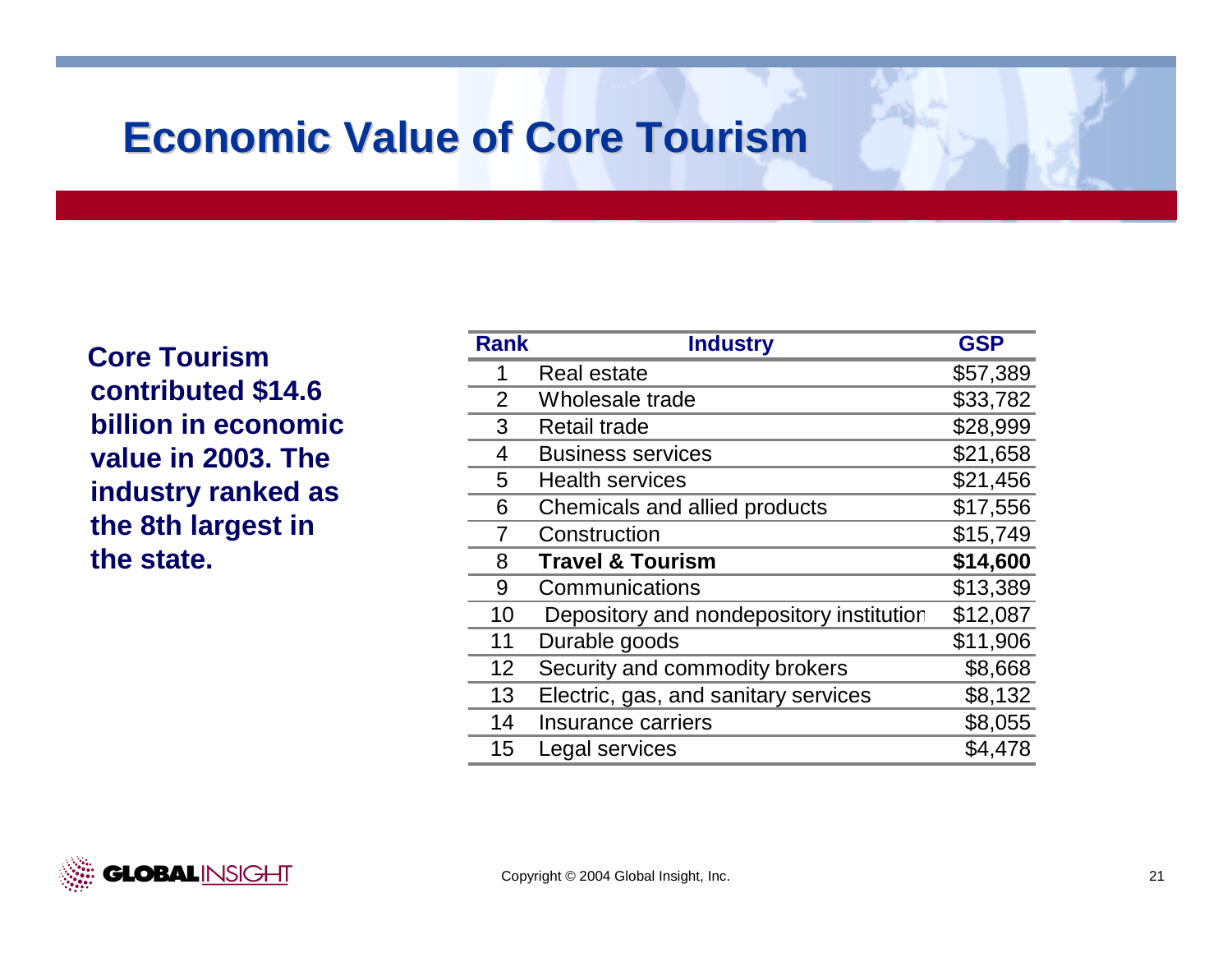# Economic Value of Core Tourism

**Core Tourism contributed $14.6 billion in economic value in 2003. The industry ranked as the 8th largest in the state.**

| Rank | Industry | GSP |
|---|---|---|
| 1 | Real estate | $57,389 |
| 2 | Wholesale trade | $33,782 |
| 3 | Retail trade | $28,999 |
| 4 | Business services | $21,658 |
| 5 | Health services | $21,456 |
| 6 | Chemicals and allied products | $17,556 |
| 7 | Construction | $15,749 |
| 8 | **Travel & Tourism** | **$14,600** |
| 9 | Communications | $13,389 |
| 10 | Depository and nondepository institution | $12,087 |
| 11 | Durable goods | $11,906 |
| 12 | Security and commodity brokers | $8,668 |
| 13 | Electric, gas, and sanitary services | $8,132 |
| 14 | Insurance carriers | $8,055 |
| 15 | Legal services | $4,478 |

Copyright © 2004 Global Insight, Inc.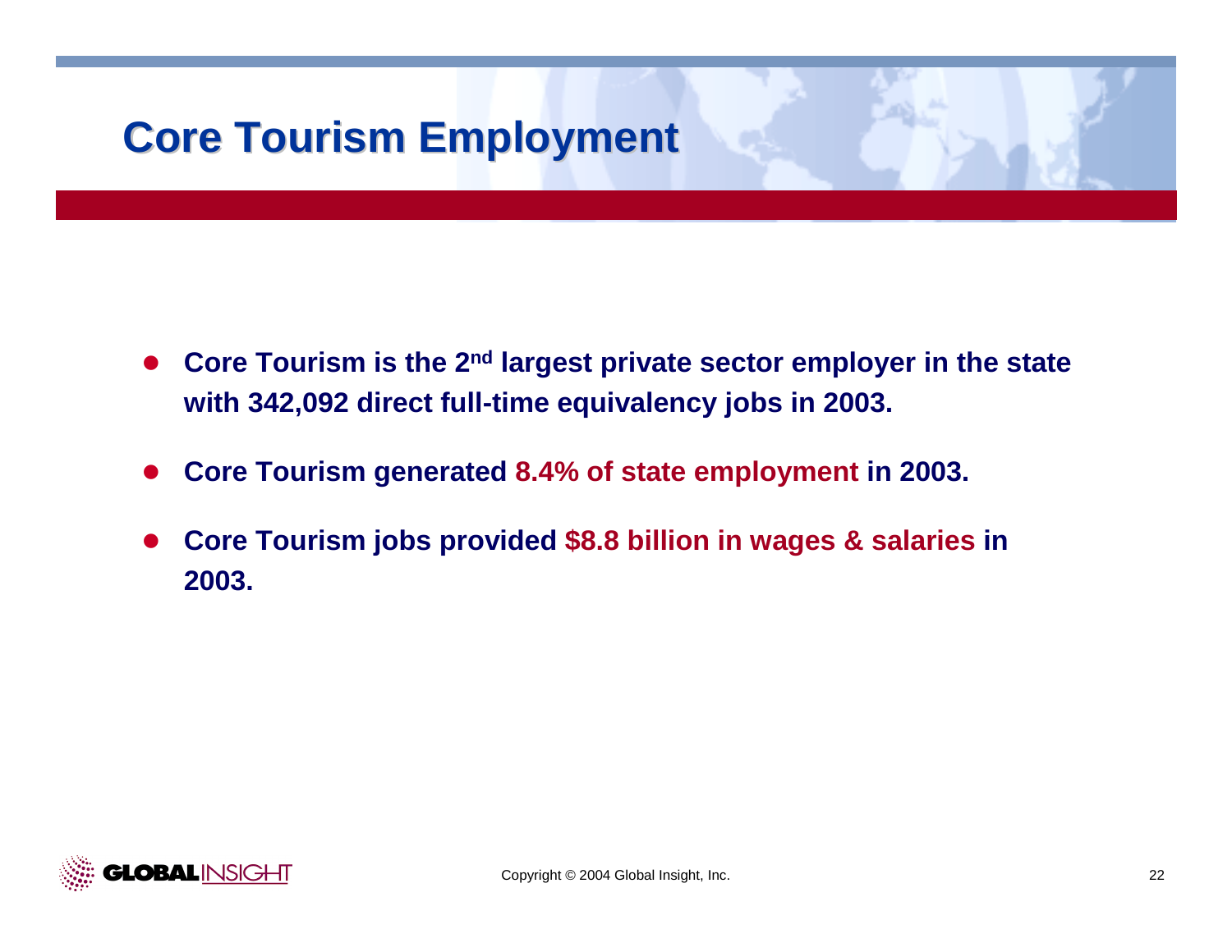# Core Tourism Employment

- **Core Tourism is the 2nd largest private sector employer in the state with 342,092 direct full-time equivalency jobs in 2003.**
- **Core Tourism generated 8.4% of state employment in 2003.**
- **Core Tourism jobs provided $8.8 billion in wages & salaries in 2003.**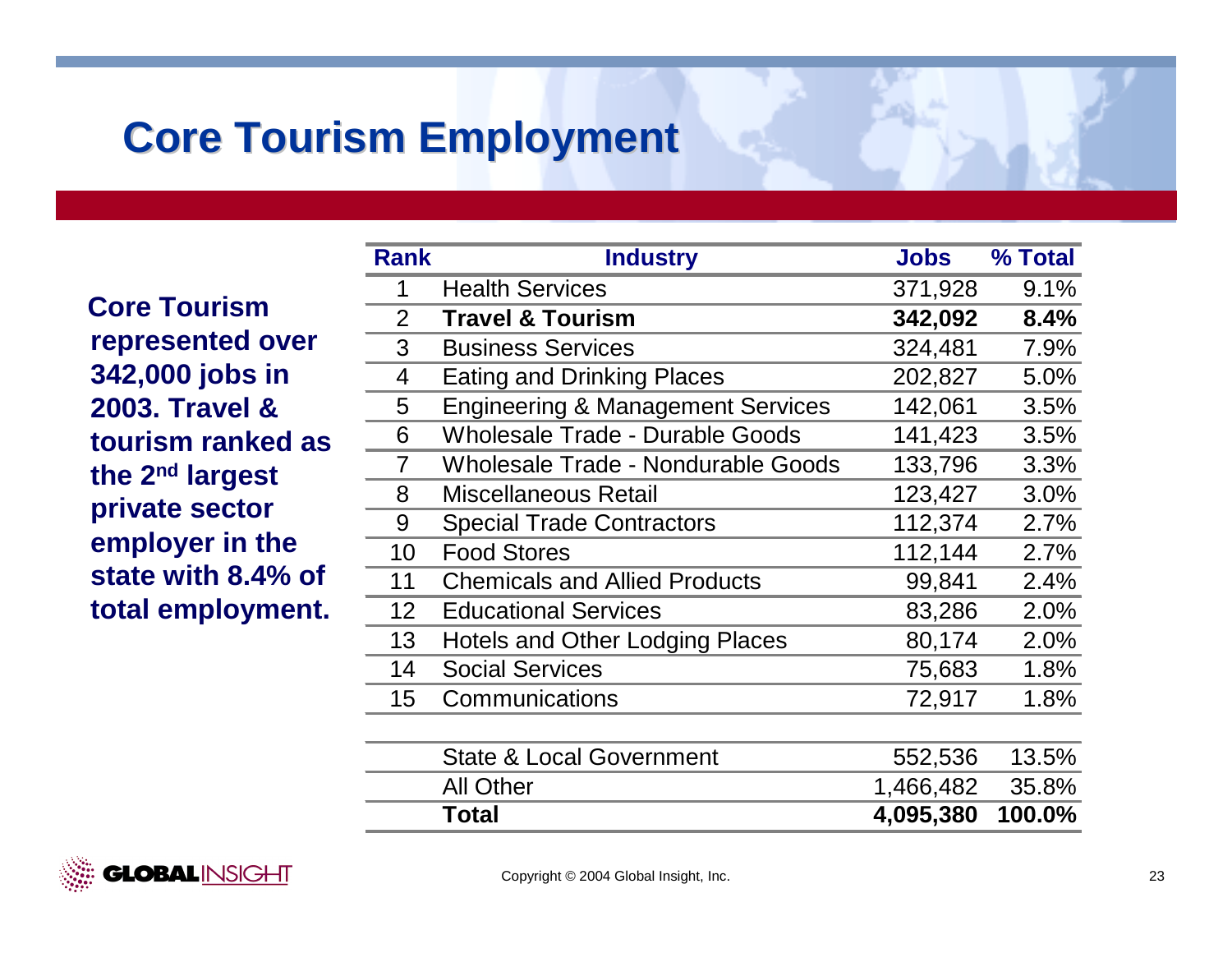# Core Tourism Employment

**Core Tourism represented over 342,000 jobs in 2003. Travel & tourism ranked as the 2nd largest private sector employer in the state with 8.4% of total employment.**

| Rank | Industry | Jobs | % Total |
|---|---|---|---|
| 1 | Health Services | 371,928 | 9.1% |
| 2 | **Travel & Tourism** | **342,092** | **8.4%** |
| 3 | Business Services | 324,481 | 7.9% |
| 4 | Eating and Drinking Places | 202,827 | 5.0% |
| 5 | Engineering & Management Services | 142,061 | 3.5% |
| 6 | Wholesale Trade - Durable Goods | 141,423 | 3.5% |
| 7 | Wholesale Trade - Nondurable Goods | 133,796 | 3.3% |
| 8 | Miscellaneous Retail | 123,427 | 3.0% |
| 9 | Special Trade Contractors | 112,374 | 2.7% |
| 10 | Food Stores | 112,144 | 2.7% |
| 11 | Chemicals and Allied Products | 99,841 | 2.4% |
| 12 | Educational Services | 83,286 | 2.0% |
| 13 | Hotels and Other Lodging Places | 80,174 | 2.0% |
| 14 | Social Services | 75,683 | 1.8% |
| 15 | Communications | 72,917 | 1.8% |
| | State & Local Government | 552,536 | 13.5% |
| | All Other | 1,466,482 | 35.8% |
| | **Total** | **4,095,380** | **100.0%** |

Copyright © 2004 Global Insight, Inc.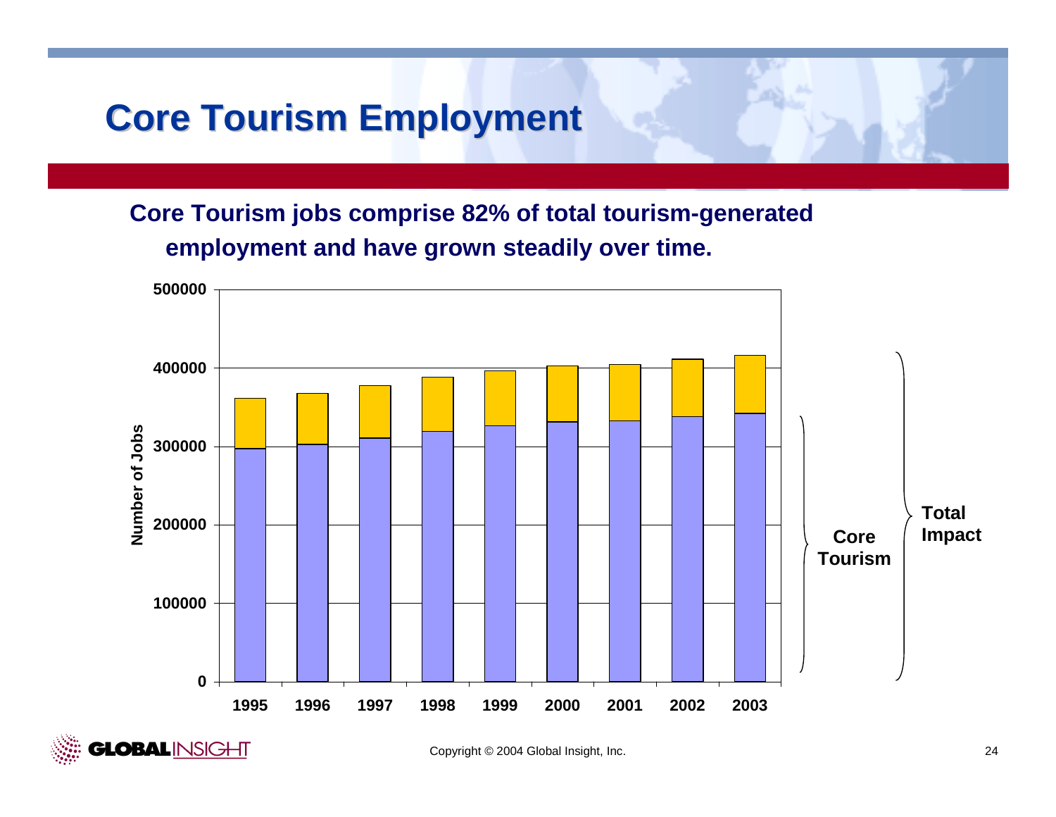# Core Tourism Employment

**Core Tourism jobs comprise 82% of total tourism-generated employment and have grown steadily over time.**

Number of Jobs

500000
400000
300000
200000
100000
0

1995 1996 1997 1998 1999 2000 2001 2002 2003

Core Tourism

Total Impact

Copyright © 2004 Global Insight, Inc.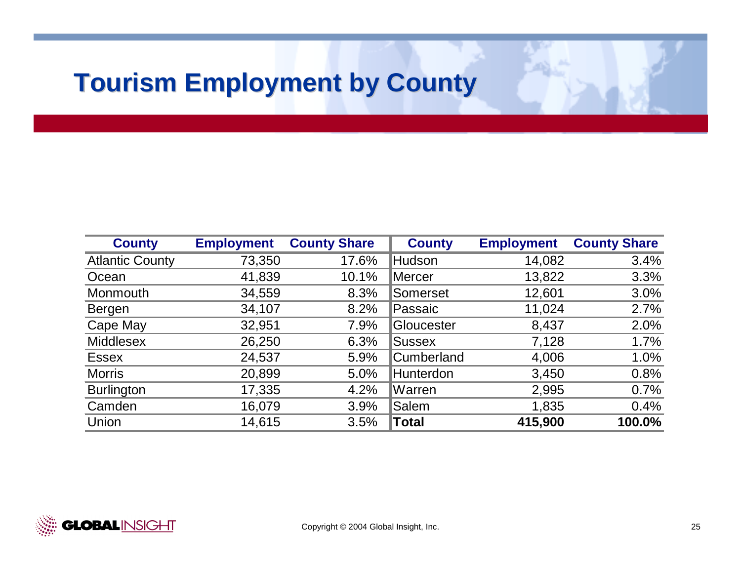# Tourism Employment by County

| County | Employment | County Share | County | Employment | County Share |
|---|---|---|---|---|---|
| Atlantic County | 73,350 | 17.6% | Hudson | 14,082 | 3.4% |
| Ocean | 41,839 | 10.1% | Mercer | 13,822 | 3.3% |
| Monmouth | 34,559 | 8.3% | Somerset | 12,601 | 3.0% |
| Bergen | 34,107 | 8.2% | Passaic | 11,024 | 2.7% |
| Cape May | 32,951 | 7.9% | Gloucester | 8,437 | 2.0% |
| Middlesex | 26,250 | 6.3% | Sussex | 7,128 | 1.7% |
| Essex | 24,537 | 5.9% | Cumberland | 4,006 | 1.0% |
| Morris | 20,899 | 5.0% | Hunterdon | 3,450 | 0.8% |
| Burlington | 17,335 | 4.2% | Warren | 2,995 | 0.7% |
| Camden | 16,079 | 3.9% | Salem | 1,835 | 0.4% |
| Union | 14,615 | 3.5% | **Total** | **415,900** | **100.0%** |

Copyright © 2004 Global Insight, Inc.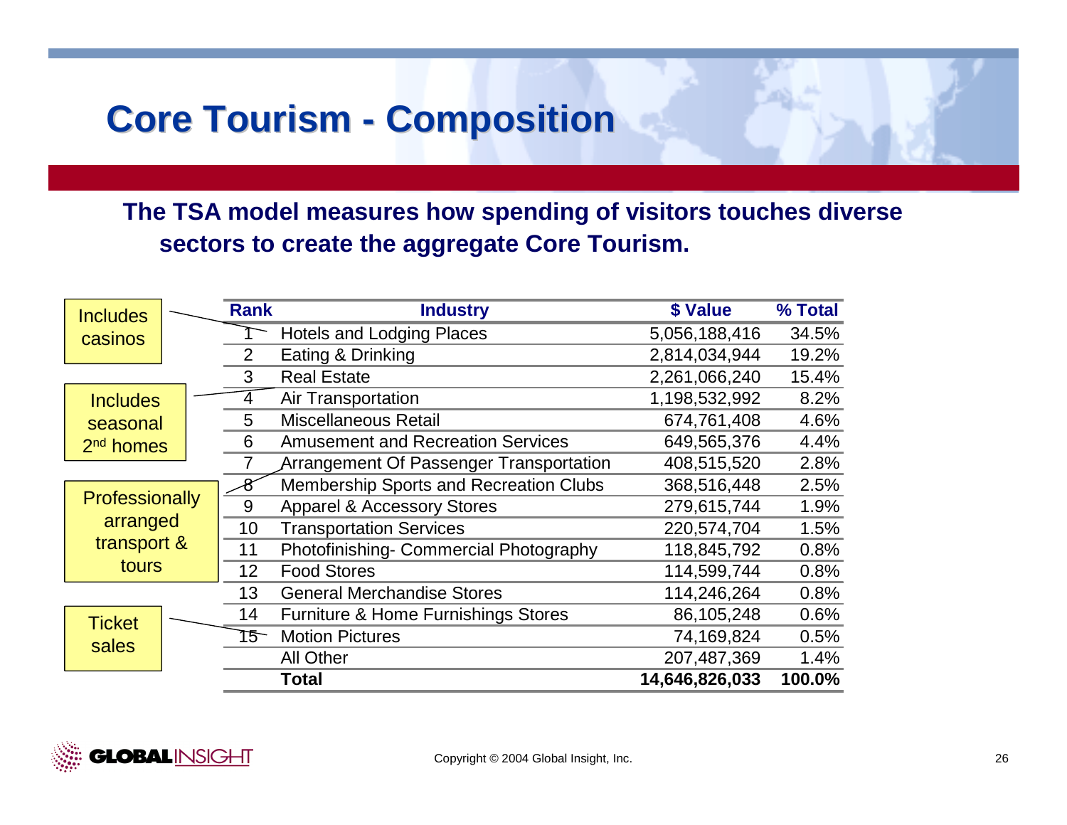# Core Tourism - Composition

**The TSA model measures how spending of visitors touches diverse sectors to create the aggregate Core Tourism.**

| Rank | Industry | $ Value | % Total |
|---|---|---|---|
| 1 | Hotels and Lodging Places | 5,056,188,416 | 34.5% |
| 2 | Eating & Drinking | 2,814,034,944 | 19.2% |
| 3 | Real Estate | 2,261,066,240 | 15.4% |
| 4 | Air Transportation | 1,198,532,992 | 8.2% |
| 5 | Miscellaneous Retail | 674,761,408 | 4.6% |
| 6 | Amusement and Recreation Services | 649,565,376 | 4.4% |
| 7 | Arrangement Of Passenger Transportation | 408,515,520 | 2.8% |
| 8 | Membership Sports and Recreation Clubs | 368,516,448 | 2.5% |
| 9 | Apparel & Accessory Stores | 279,615,744 | 1.9% |
| 10 | Transportation Services | 220,574,704 | 1.5% |
| 11 | Photofinishing- Commercial Photography | 118,845,792 | 0.8% |
| 12 | Food Stores | 114,599,744 | 0.8% |
| 13 | General Merchandise Stores | 114,246,264 | 0.8% |
| 14 | Furniture & Home Furnishings Stores | 86,105,248 | 0.6% |
| 15 | Motion Pictures | 74,169,824 | 0.5% |
| | All Other | 207,487,369 | 1.4% |
| | **Total** | **14,646,826,033** | **100.0%** |

Includes casinos

Includes seasonal 2nd homes

Professionally arranged transport & tours

Ticket sales

Copyright © 2004 Global Insight, Inc.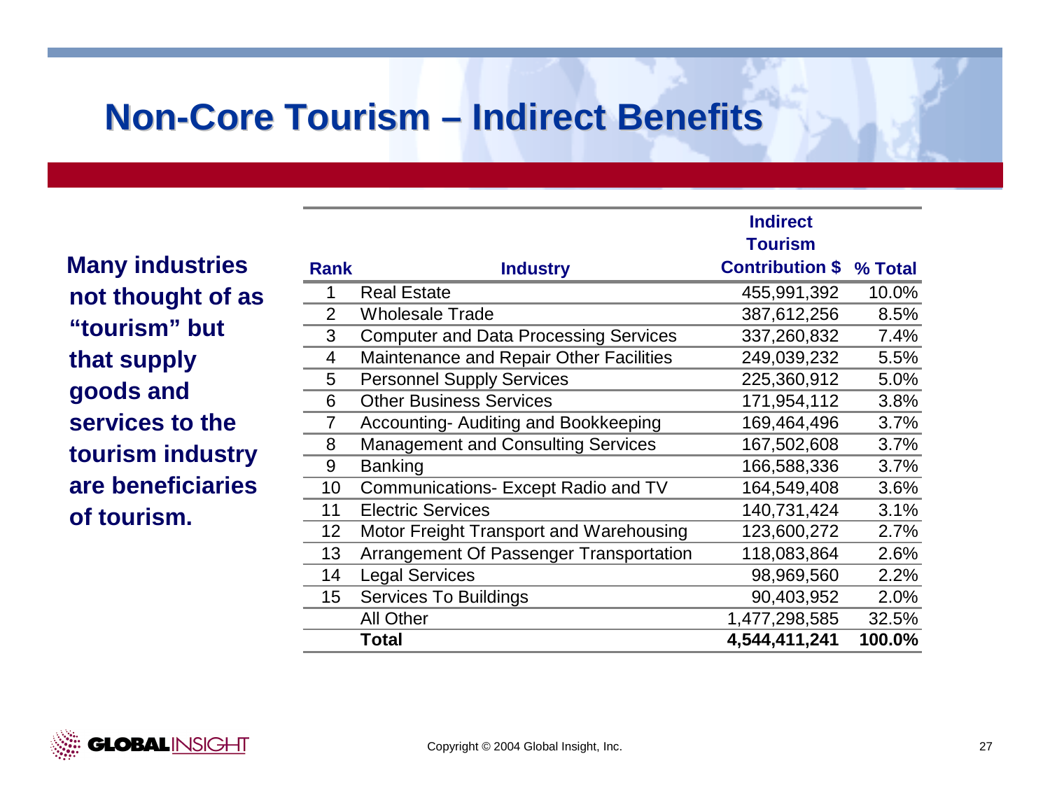# Non-Core Tourism – Indirect Benefits

**Many industries not thought of as “tourism” but that supply goods and services to the tourism industry are beneficiaries of tourism.**

| Rank | Industry | Indirect Tourism Contribution $ | % Total |
|---|---|---|---|
| 1 | Real Estate | 455,991,392 | 10.0% |
| 2 | Wholesale Trade | 387,612,256 | 8.5% |
| 3 | Computer and Data Processing Services | 337,260,832 | 7.4% |
| 4 | Maintenance and Repair Other Facilities | 249,039,232 | 5.5% |
| 5 | Personnel Supply Services | 225,360,912 | 5.0% |
| 6 | Other Business Services | 171,954,112 | 3.8% |
| 7 | Accounting- Auditing and Bookkeeping | 169,464,496 | 3.7% |
| 8 | Management and Consulting Services | 167,502,608 | 3.7% |
| 9 | Banking | 166,588,336 | 3.7% |
| 10 | Communications- Except Radio and TV | 164,549,408 | 3.6% |
| 11 | Electric Services | 140,731,424 | 3.1% |
| 12 | Motor Freight Transport and Warehousing | 123,600,272 | 2.7% |
| 13 | Arrangement Of Passenger Transportation | 118,083,864 | 2.6% |
| 14 | Legal Services | 98,969,560 | 2.2% |
| 15 | Services To Buildings | 90,403,952 | 2.0% |
| | All Other | 1,477,298,585 | 32.5% |
| | **Total** | **4,544,411,241** | **100.0%** |

Copyright © 2004 Global Insight, Inc.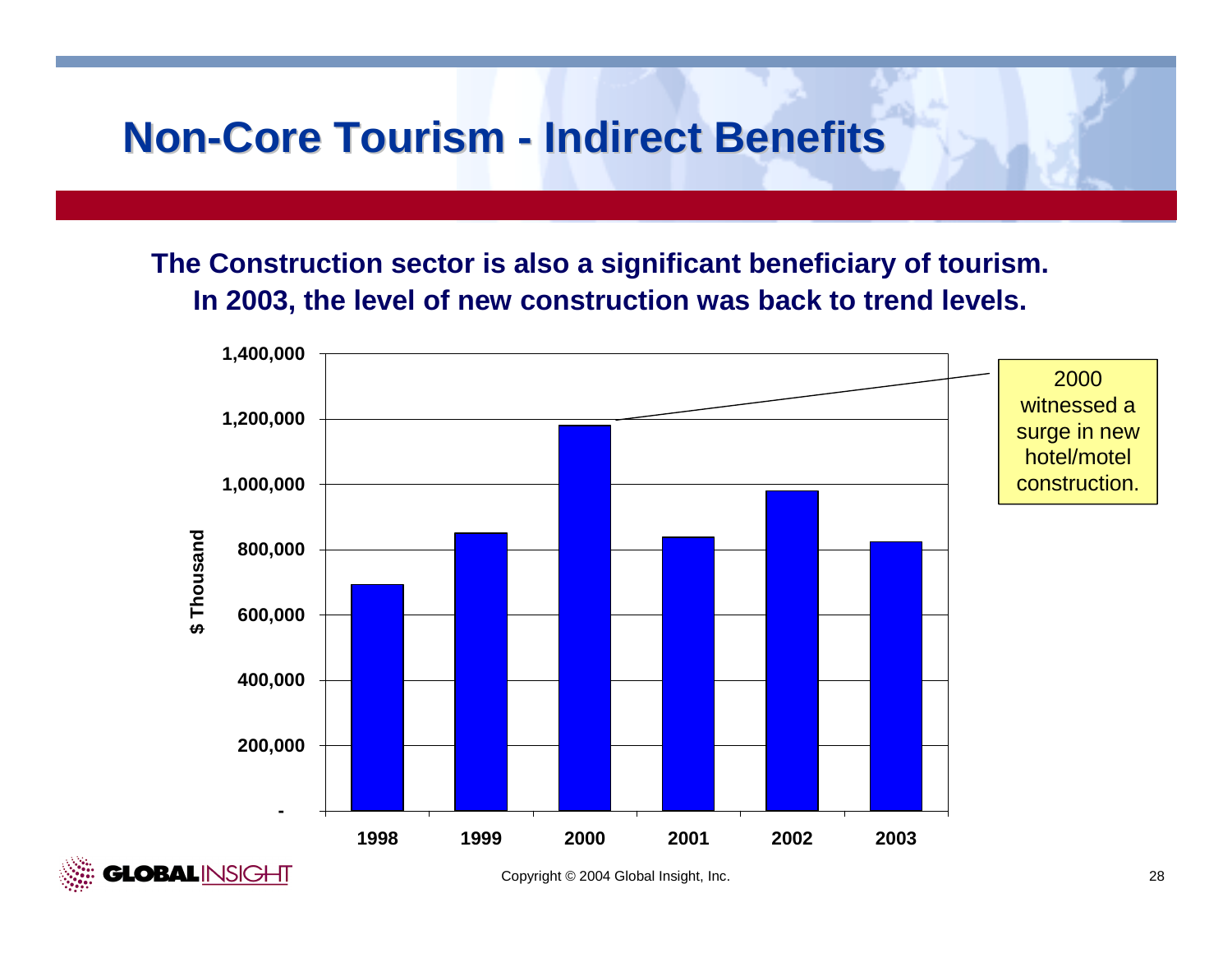# Non-Core Tourism - Indirect Benefits

**The Construction sector is also a significant beneficiary of tourism. In 2003, the level of new construction was back to trend levels.**

$ Thousand

| Year | Value |
|---|---|
| 1998 | ~690,000 |
| 1999 | ~850,000 |
| 2000 | ~1,180,000 |
| 2001 | ~840,000 |
| 2002 | ~980,000 |
| 2003 | ~825,000 |

2000 witnessed a surge in new hotel/motel construction.

Copyright © 2004 Global Insight, Inc.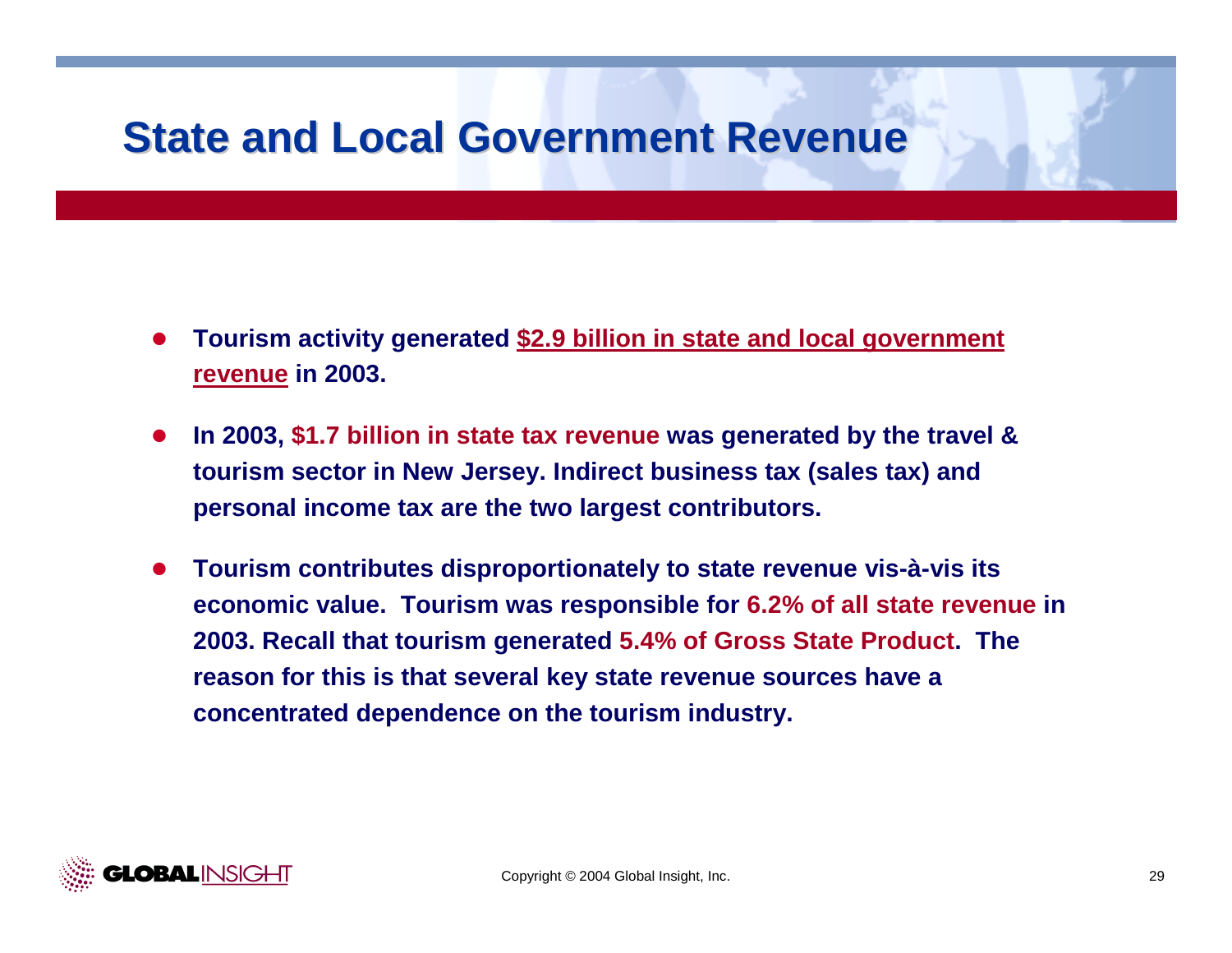# State and Local Government Revenue

- Tourism activity generated **$2.9 billion in state and local government revenue** in 2003.
- In 2003, **$1.7 billion in state tax revenue** was generated by the travel & tourism sector in New Jersey. Indirect business tax (sales tax) and personal income tax are the two largest contributors.
- Tourism contributes disproportionately to state revenue vis-à-vis its economic value. Tourism was responsible for **6.2% of all state revenue** in 2003. Recall that tourism generated **5.4% of Gross State Product**. The reason for this is that several key state revenue sources have a concentrated dependence on the tourism industry.

Copyright © 2004 Global Insight, Inc.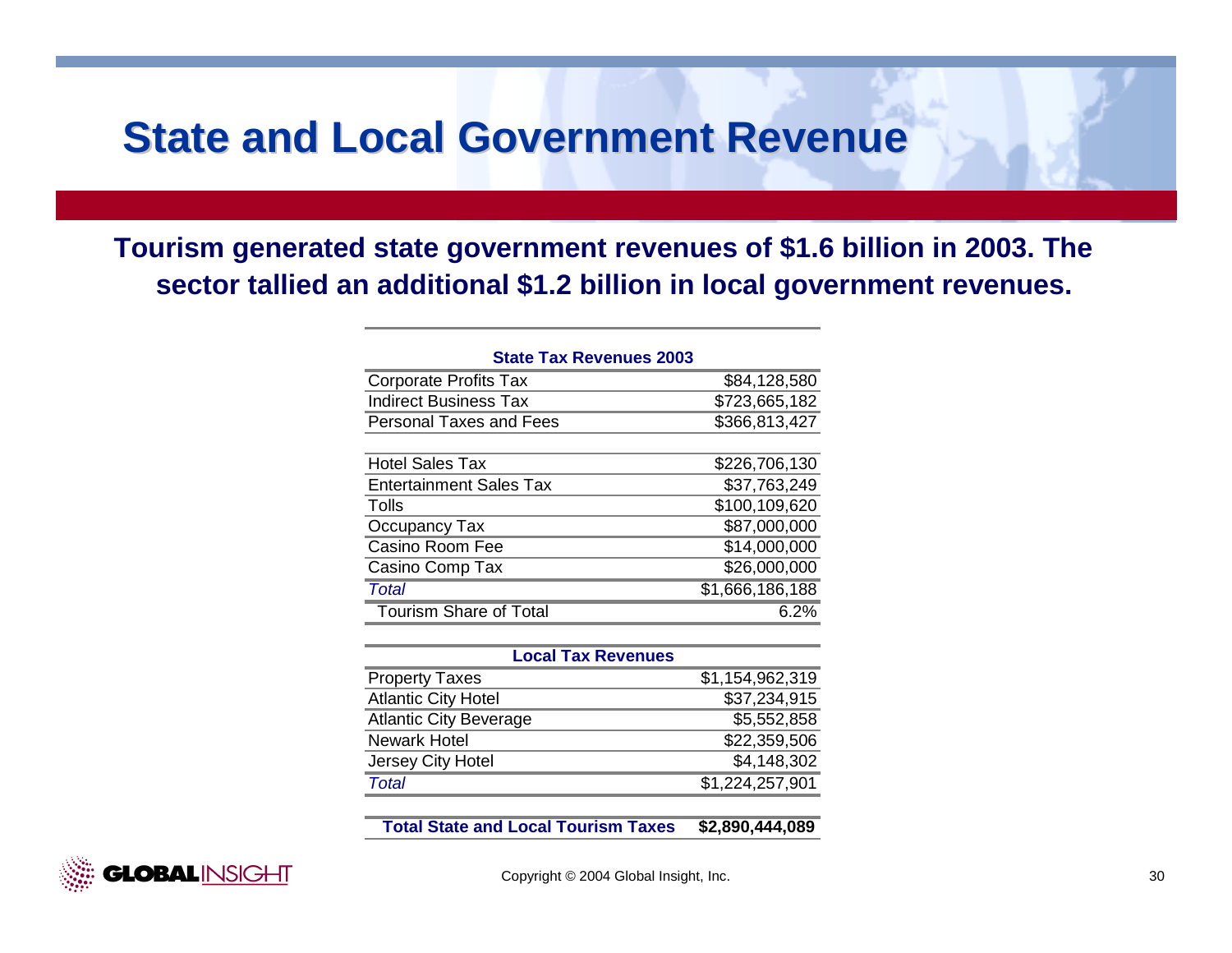# State and Local Government Revenue

**Tourism generated state government revenues of $1.6 billion in 2003. The sector tallied an additional $1.2 billion in local government revenues.**

| State Tax Revenues 2003 | |
|---|---|
| Corporate Profits Tax | $84,128,580 |
| Indirect Business Tax | $723,665,182 |
| Personal Taxes and Fees | $366,813,427 |
| | |
| Hotel Sales Tax | $226,706,130 |
| Entertainment Sales Tax | $37,763,249 |
| Tolls | $100,109,620 |
| Occupancy Tax | $87,000,000 |
| Casino Room Fee | $14,000,000 |
| Casino Comp Tax | $26,000,000 |
| *Total* | $1,666,186,188 |
| Tourism Share of Total | 6.2% |

| Local Tax Revenues | |
|---|---|
| Property Taxes | $1,154,962,319 |
| Atlantic City Hotel | $37,234,915 |
| Atlantic City Beverage | $5,552,858 |
| Newark Hotel | $22,359,506 |
| Jersey City Hotel | $4,148,302 |
| *Total* | $1,224,257,901 |
| | |
| **Total State and Local Tourism Taxes** | **$2,890,444,089** |

Copyright © 2004 Global Insight, Inc.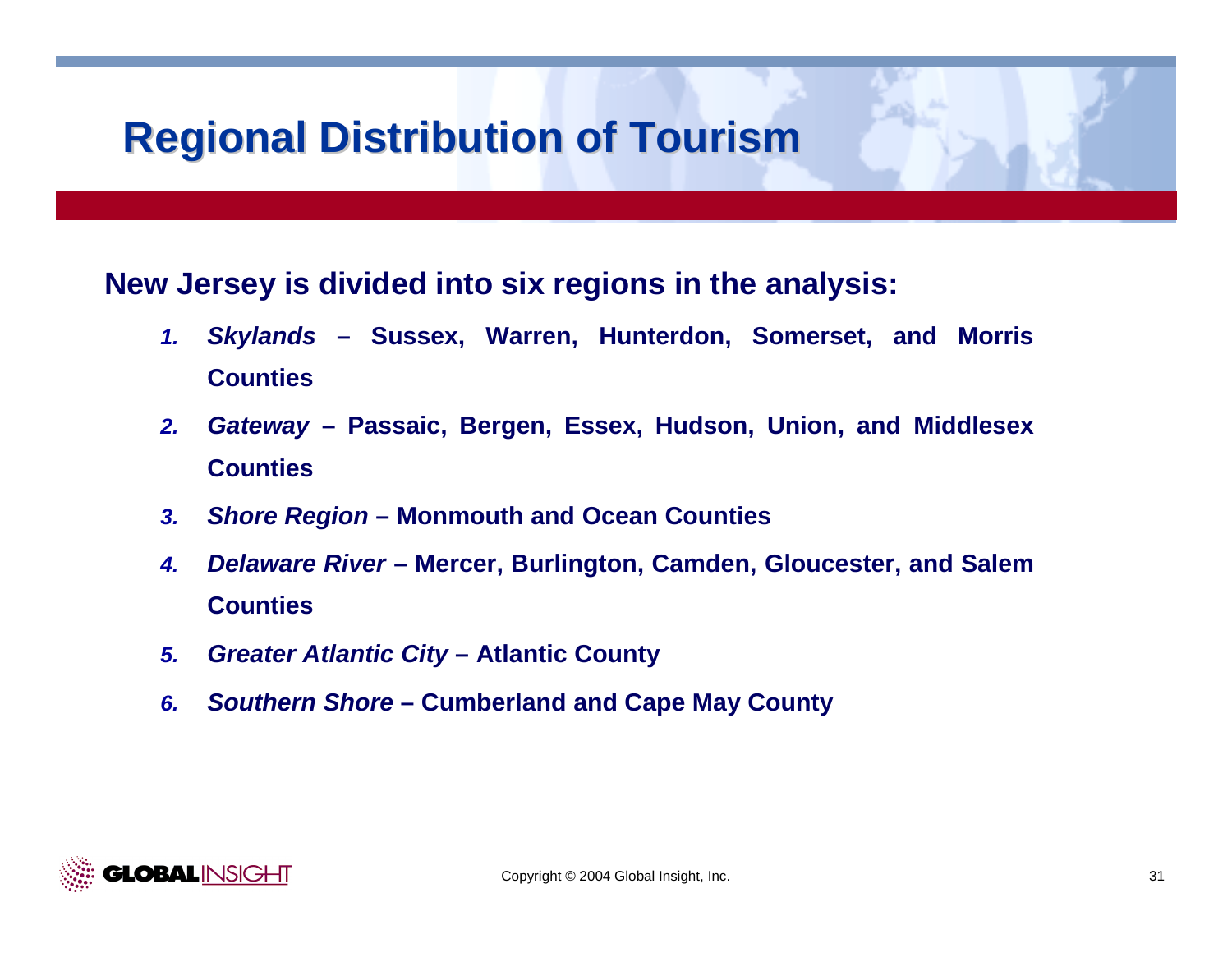# Regional Distribution of Tourism

**New Jersey is divided into six regions in the analysis:**

1. ***Skylands*** **– Sussex, Warren, Hunterdon, Somerset, and Morris Counties**
2. ***Gateway*** **– Passaic, Bergen, Essex, Hudson, Union, and Middlesex Counties**
3. ***Shore Region*** **– Monmouth and Ocean Counties**
4. ***Delaware River*** **– Mercer, Burlington, Camden, Gloucester, and Salem Counties**
5. ***Greater Atlantic City*** **– Atlantic County**
6. ***Southern Shore*** **– Cumberland and Cape May County**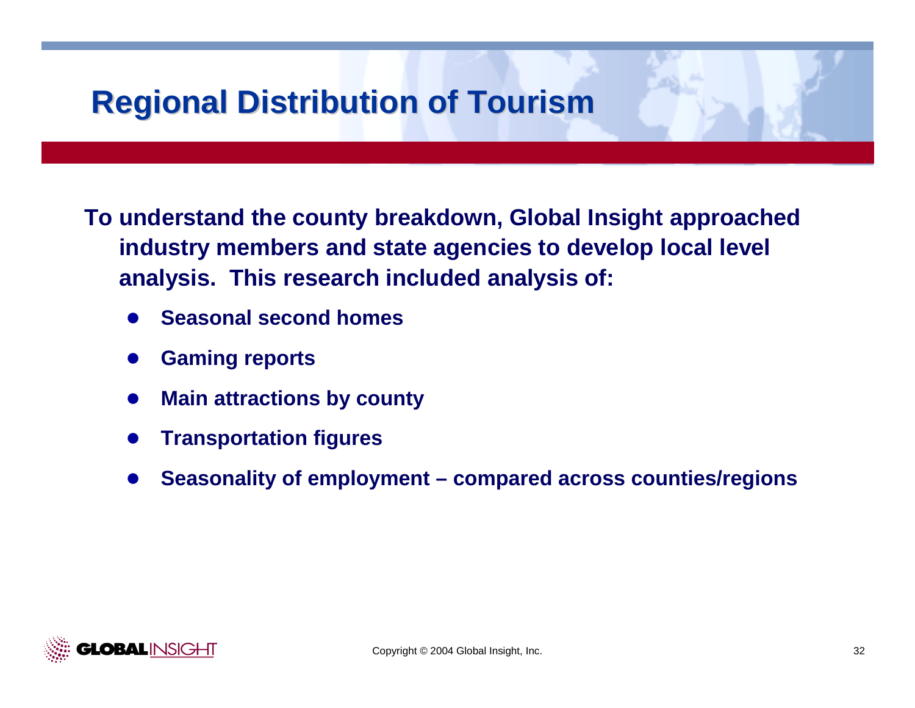# Regional Distribution of Tourism

**To understand the county breakdown, Global Insight approached industry members and state agencies to develop local level analysis. This research included analysis of:**

- **Seasonal second homes**
- **Gaming reports**
- **Main attractions by county**
- **Transportation figures**
- **Seasonality of employment – compared across counties/regions**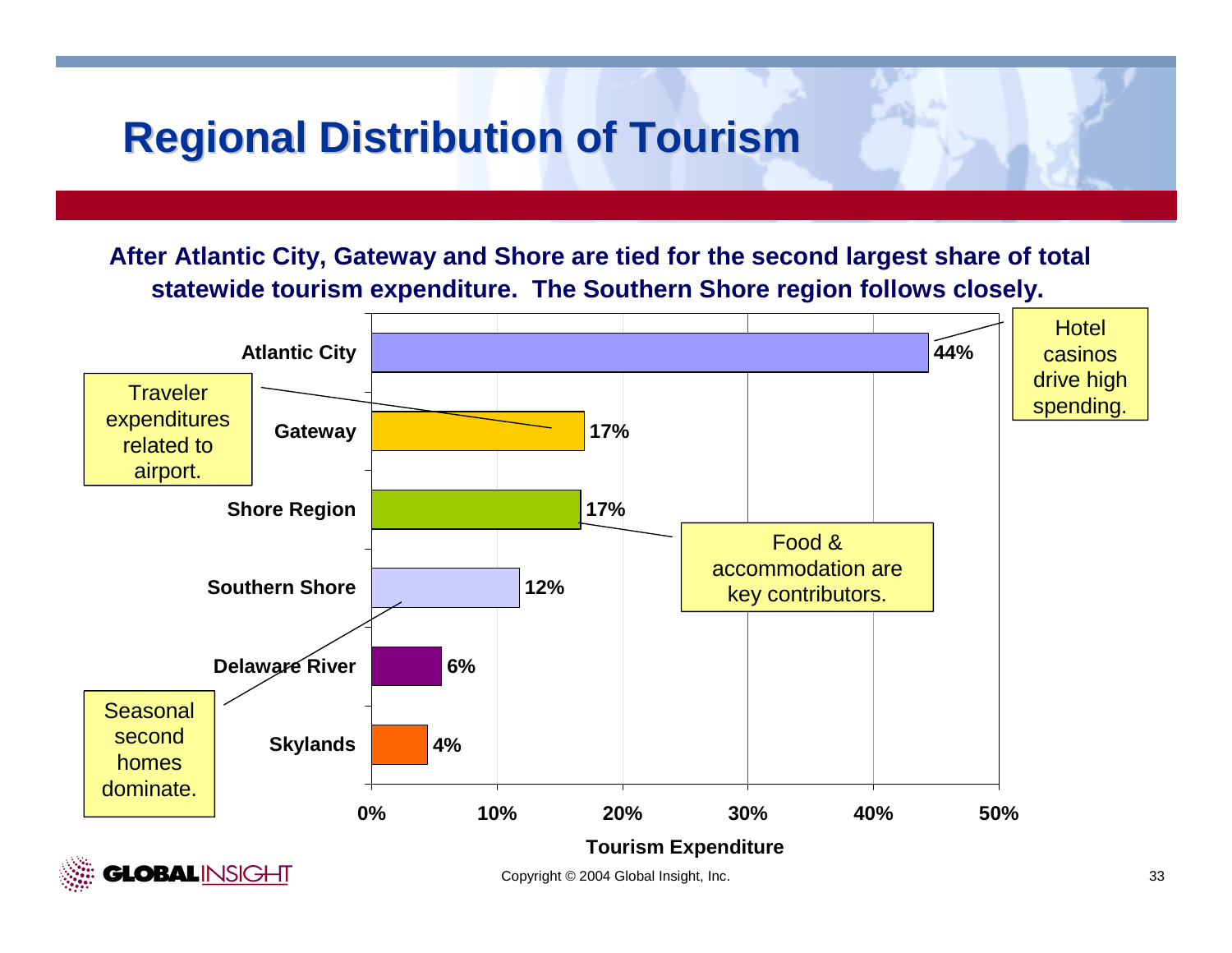# Regional Distribution of Tourism

**After Atlantic City, Gateway and Shore are tied for the second largest share of total statewide tourism expenditure. The Southern Shore region follows closely.**

| Region | Tourism Expenditure |
|---|---|
| Atlantic City | 44% |
| Gateway | 17% |
| Shore Region | 17% |
| Southern Shore | 12% |
| Delaware River | 6% |
| Skylands | 4% |

- Atlantic City: Hotel casinos drive high spending.
- Gateway: Traveler expenditures related to airport.
- Shore Region: Food & accommodation are key contributors.
- Southern Shore: Seasonal second homes dominate.

Copyright © 2004 Global Insight, Inc.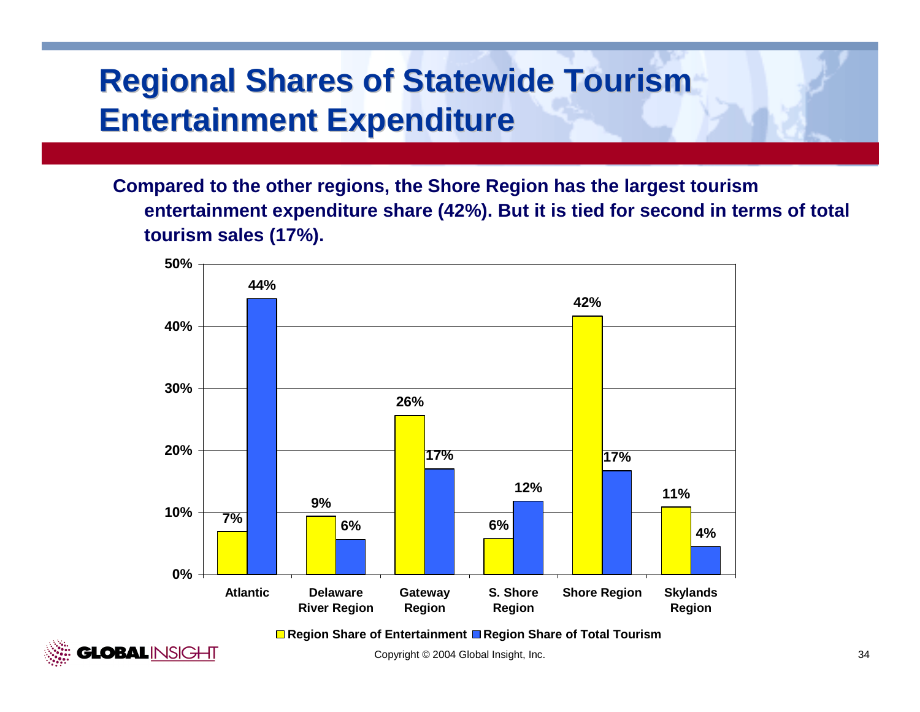# Regional Shares of Statewide Tourism Entertainment Expenditure

**Compared to the other regions, the Shore Region has the largest tourism entertainment expenditure share (42%). But it is tied for second in terms of total tourism sales (17%).**

| Region | Region Share of Entertainment | Region Share of Total Tourism |
|---|---|---|
| Atlantic | 7% | 44% |
| Delaware River Region | 9% | 6% |
| Gateway Region | 26% | 17% |
| S. Shore Region | 6% | 12% |
| Shore Region | 42% | 17% |
| Skylands Region | 11% | 4% |

Copyright © 2004 Global Insight, Inc.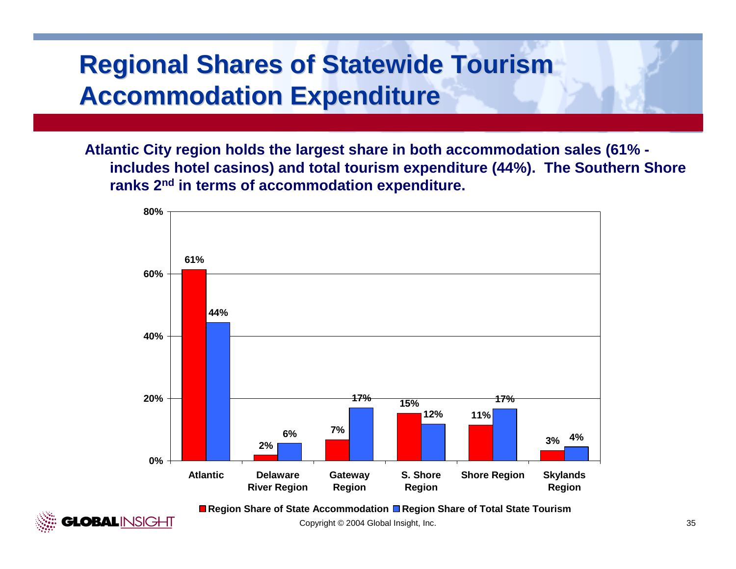# Regional Shares of Statewide Tourism Accommodation Expenditure

**Atlantic City region holds the largest share in both accommodation sales (61% - includes hotel casinos) and total tourism expenditure (44%). The Southern Shore ranks 2nd in terms of accommodation expenditure.**

| Region | Region Share of State Accommodation | Region Share of Total State Tourism |
| --- | --- | --- |
| Atlantic | 61% | 44% |
| Delaware River Region | 2% | 6% |
| Gateway Region | 7% | 17% |
| S. Shore Region | 15% | 12% |
| Shore Region | 11% | 17% |
| Skylands Region | 3% | 4% |

Copyright © 2004 Global Insight, Inc.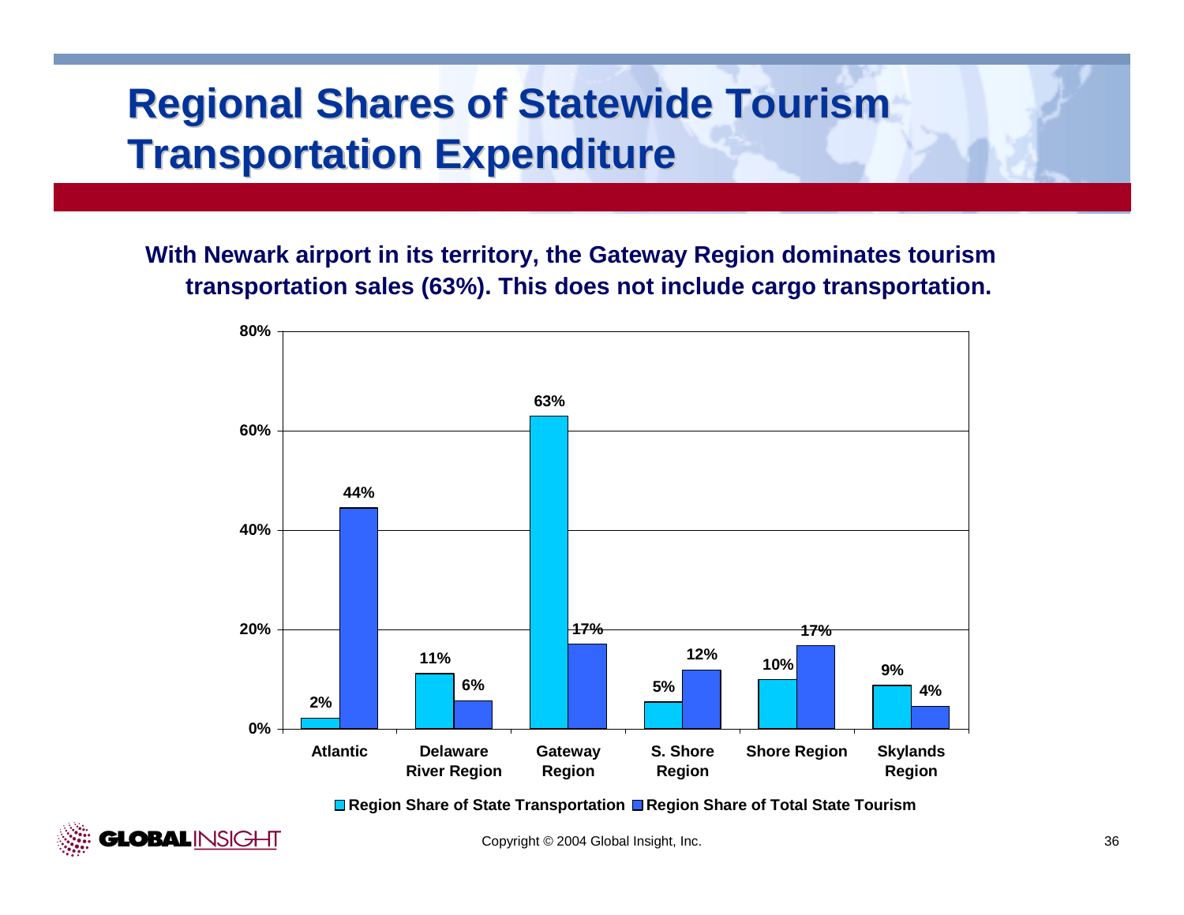# Regional Shares of Statewide Tourism Transportation Expenditure

**With Newark airport in its territory, the Gateway Region dominates tourism transportation sales (63%). This does not include cargo transportation.**

| Region | Region Share of State Transportation | Region Share of Total State Tourism |
|---|---|---|
| Atlantic | 2% | 44% |
| Delaware River Region | 11% | 6% |
| Gateway Region | 63% | 17% |
| S. Shore Region | 5% | 12% |
| Shore Region | 10% | 17% |
| Skylands Region | 9% | 4% |

Copyright © 2004 Global Insight, Inc.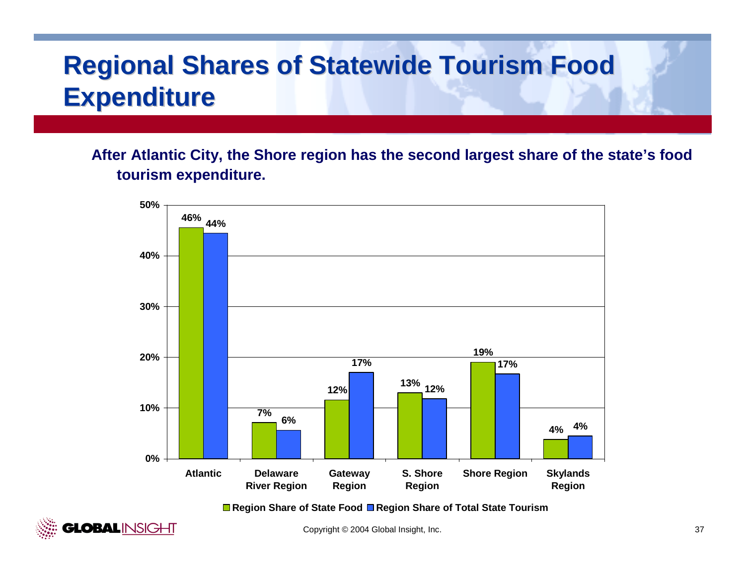# Regional Shares of Statewide Tourism Food Expenditure

**After Atlantic City, the Shore region has the second largest share of the state's food tourism expenditure.**

| Region | Region Share of State Food | Region Share of Total State Tourism |
|---|---|---|
| Atlantic | 46% | 44% |
| Delaware River Region | 7% | 6% |
| Gateway Region | 12% | 17% |
| S. Shore Region | 13% | 12% |
| Shore Region | 19% | 17% |
| Skylands Region | 4% | 4% |

Copyright © 2004 Global Insight, Inc.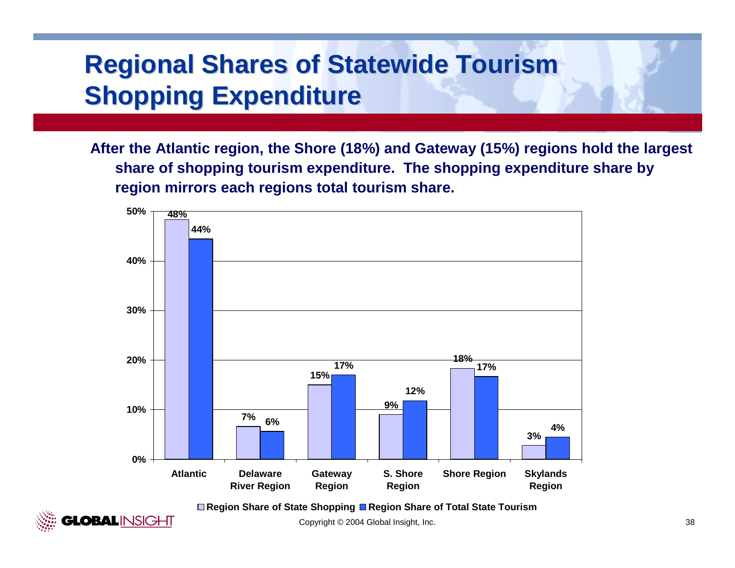# Regional Shares of Statewide Tourism Shopping Expenditure

**After the Atlantic region, the Shore (18%) and Gateway (15%) regions hold the largest share of shopping tourism expenditure. The shopping expenditure share by region mirrors each regions total tourism share.**

| Region | Region Share of State Shopping | Region Share of Total State Tourism |
|---|---|---|
| Atlantic | 48% | 44% |
| Delaware River Region | 7% | 6% |
| Gateway Region | 15% | 17% |
| S. Shore Region | 9% | 12% |
| Shore Region | 18% | 17% |
| Skylands Region | 3% | 4% |

Copyright © 2004 Global Insight, Inc.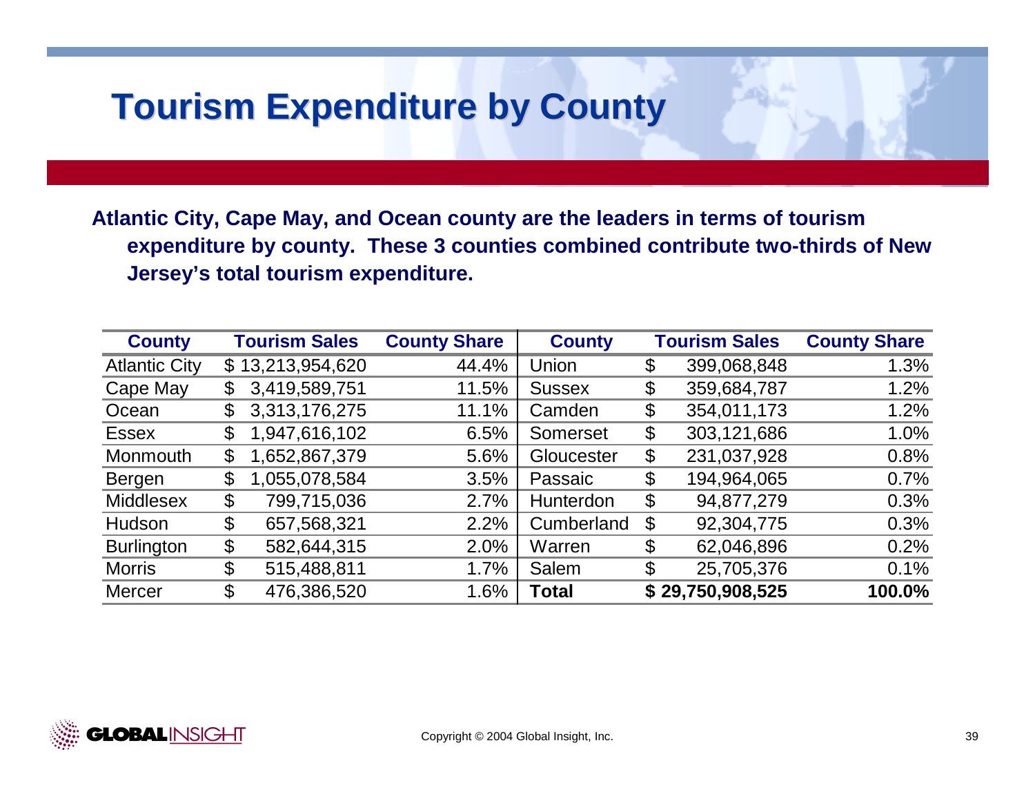# Tourism Expenditure by County

**Atlantic City, Cape May, and Ocean county are the leaders in terms of tourism expenditure by county. These 3 counties combined contribute two-thirds of New Jersey's total tourism expenditure.**

| County | Tourism Sales | County Share | County | Tourism Sales | County Share |
|---|---|---|---|---|---|
| Atlantic City | $ 13,213,954,620 | 44.4% | Union | $ 399,068,848 | 1.3% |
| Cape May | $ 3,419,589,751 | 11.5% | Sussex | $ 359,684,787 | 1.2% |
| Ocean | $ 3,313,176,275 | 11.1% | Camden | $ 354,011,173 | 1.2% |
| Essex | $ 1,947,616,102 | 6.5% | Somerset | $ 303,121,686 | 1.0% |
| Monmouth | $ 1,652,867,379 | 5.6% | Gloucester | $ 231,037,928 | 0.8% |
| Bergen | $ 1,055,078,584 | 3.5% | Passaic | $ 194,964,065 | 0.7% |
| Middlesex | $ 799,715,036 | 2.7% | Hunterdon | $ 94,877,279 | 0.3% |
| Hudson | $ 657,568,321 | 2.2% | Cumberland | $ 92,304,775 | 0.3% |
| Burlington | $ 582,644,315 | 2.0% | Warren | $ 62,046,896 | 0.2% |
| Morris | $ 515,488,811 | 1.7% | Salem | $ 25,705,376 | 0.1% |
| Mercer | $ 476,386,520 | 1.6% | **Total** | **$ 29,750,908,525** | **100.0%** |

Copyright © 2004 Global Insight, Inc.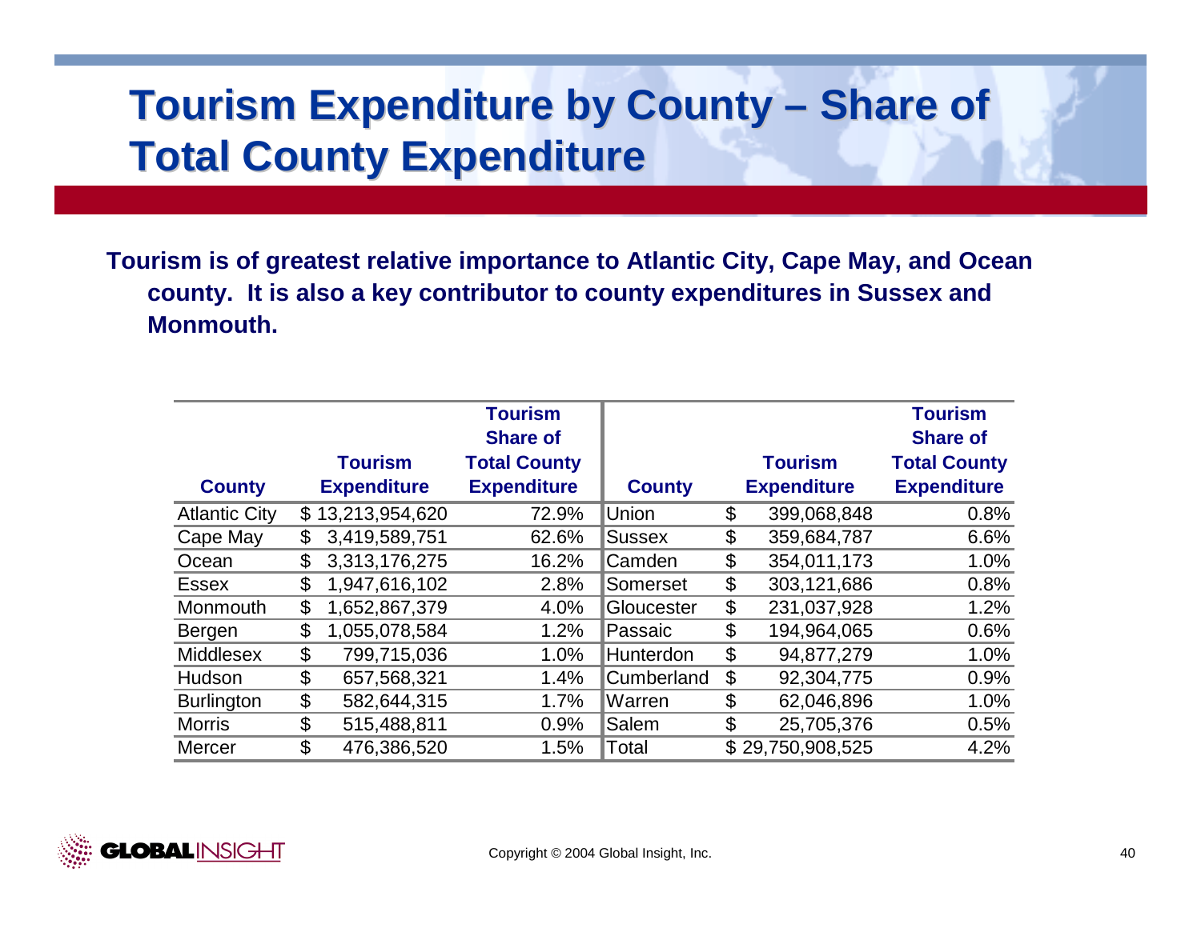# Tourism Expenditure by County – Share of Total County Expenditure

**Tourism is of greatest relative importance to Atlantic City, Cape May, and Ocean county. It is also a key contributor to county expenditures in Sussex and Monmouth.**

| County | Tourism Expenditure | Tourism Share of Total County Expenditure | County | Tourism Expenditure | Tourism Share of Total County Expenditure |
|---|---|---|---|---|---|
| Atlantic City | $ 13,213,954,620 | 72.9% | Union | $ 399,068,848 | 0.8% |
| Cape May | $ 3,419,589,751 | 62.6% | Sussex | $ 359,684,787 | 6.6% |
| Ocean | $ 3,313,176,275 | 16.2% | Camden | $ 354,011,173 | 1.0% |
| Essex | $ 1,947,616,102 | 2.8% | Somerset | $ 303,121,686 | 0.8% |
| Monmouth | $ 1,652,867,379 | 4.0% | Gloucester | $ 231,037,928 | 1.2% |
| Bergen | $ 1,055,078,584 | 1.2% | Passaic | $ 194,964,065 | 0.6% |
| Middlesex | $ 799,715,036 | 1.0% | Hunterdon | $ 94,877,279 | 1.0% |
| Hudson | $ 657,568,321 | 1.4% | Cumberland | $ 92,304,775 | 0.9% |
| Burlington | $ 582,644,315 | 1.7% | Warren | $ 62,046,896 | 1.0% |
| Morris | $ 515,488,811 | 0.9% | Salem | $ 25,705,376 | 0.5% |
| Mercer | $ 476,386,520 | 1.5% | Total | $ 29,750,908,525 | 4.2% |

Copyright © 2004 Global Insight, Inc.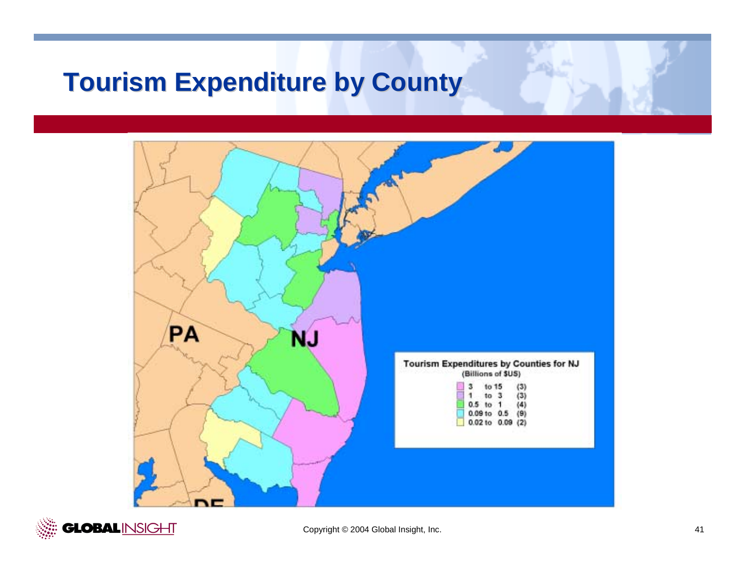# Tourism Expenditure by County

PA

NJ

DE

**Tourism Expenditures by Counties for NJ**
(Billions of $US)

| Range | Count |
|---|---|
| 3 to 15 | (3) |
| 1 to 3 | (3) |
| 0.5 to 1 | (4) |
| 0.09 to 0.5 | (9) |
| 0.02 to 0.09 | (2) |

Copyright © 2004 Global Insight, Inc.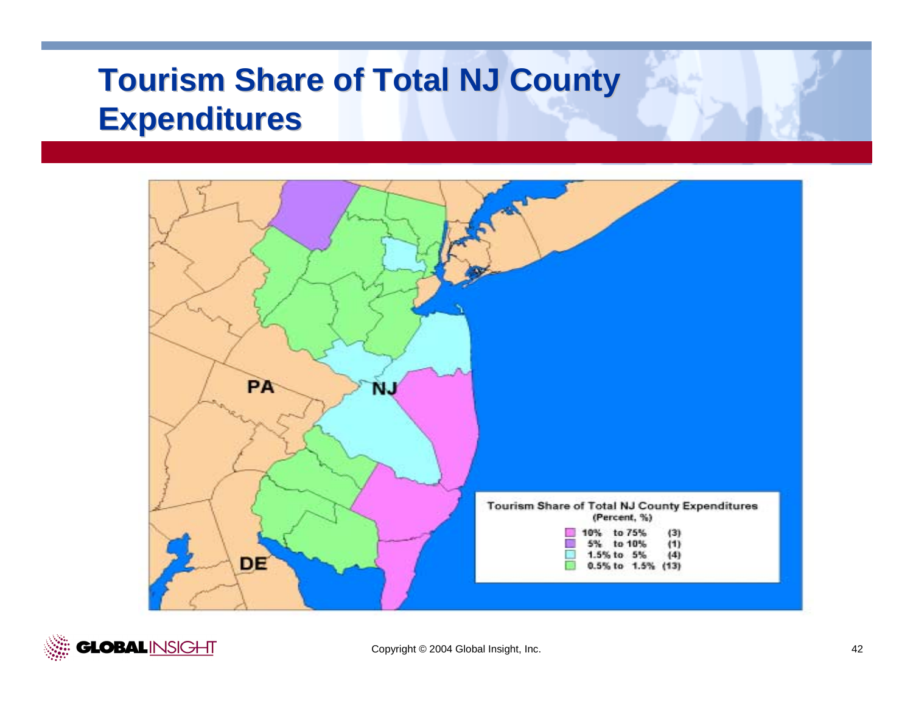# Tourism Share of Total NJ County Expenditures

PA

NJ

DE

**Tourism Share of Total NJ County Expenditures**
**(Percent, %)**

| Range | Count |
|---|---|
| 10% to 75% | (3) |
| 5% to 10% | (1) |
| 1.5% to 5% | (4) |
| 0.5% to 1.5% | (13) |

Copyright © 2004 Global Insight, Inc.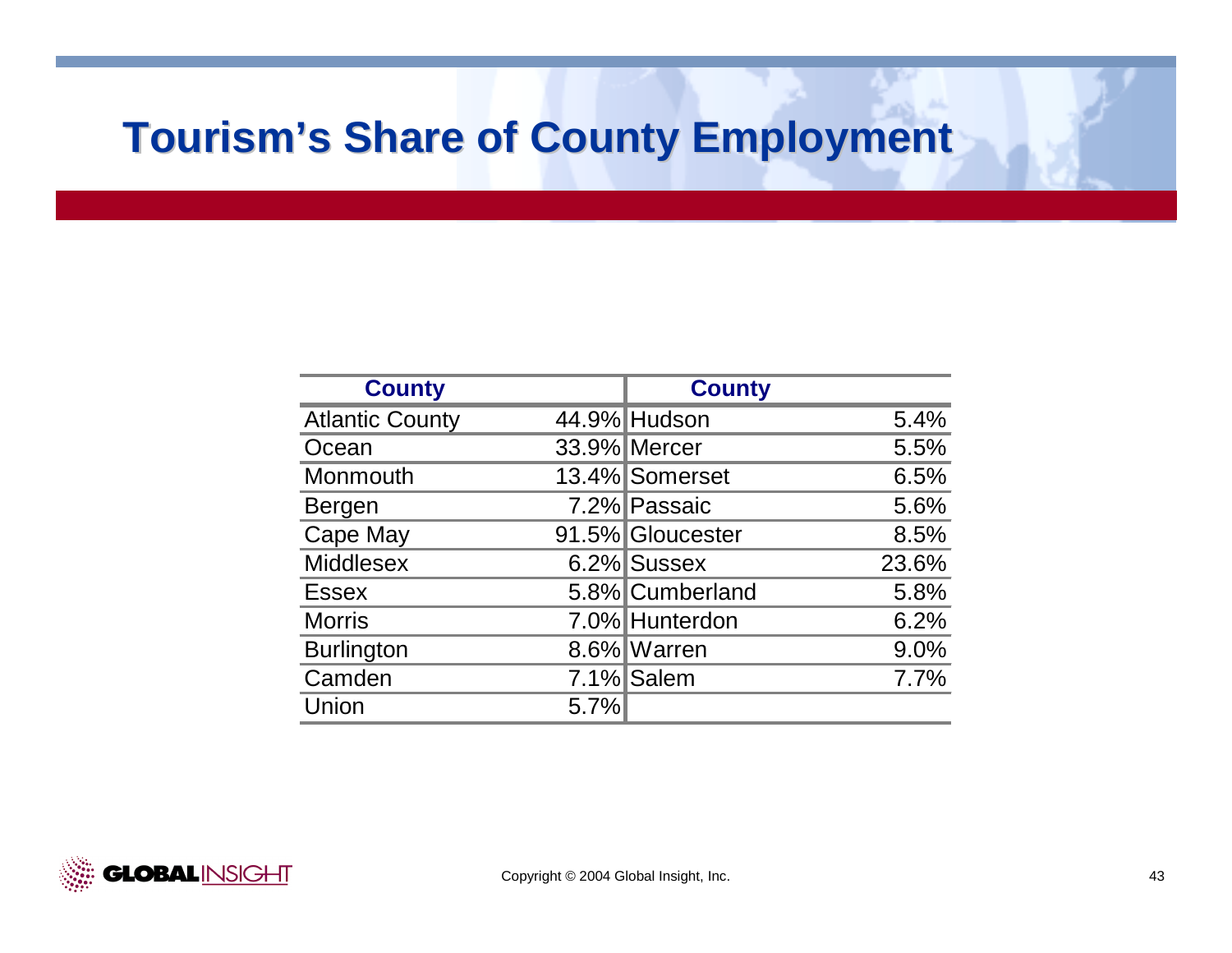# Tourism's Share of County Employment

| County | | County | |
|---|---|---|---|
| Atlantic County | 44.9% | Hudson | 5.4% |
| Ocean | 33.9% | Mercer | 5.5% |
| Monmouth | 13.4% | Somerset | 6.5% |
| Bergen | 7.2% | Passaic | 5.6% |
| Cape May | 91.5% | Gloucester | 8.5% |
| Middlesex | 6.2% | Sussex | 23.6% |
| Essex | 5.8% | Cumberland | 5.8% |
| Morris | 7.0% | Hunterdon | 6.2% |
| Burlington | 8.6% | Warren | 9.0% |
| Camden | 7.1% | Salem | 7.7% |
| Union | 5.7% | | |

Copyright © 2004 Global Insight, Inc.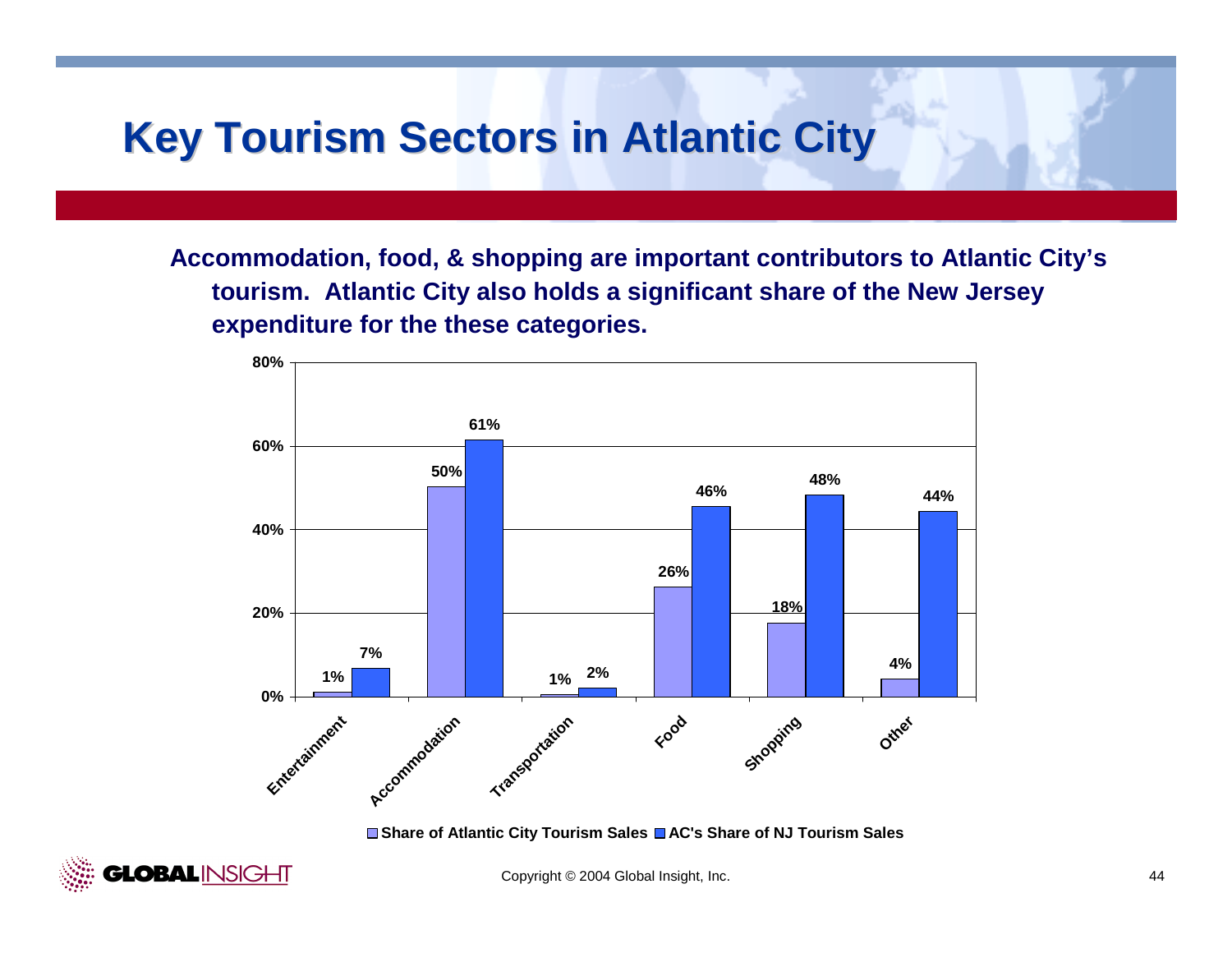# Key Tourism Sectors in Atlantic City

**Accommodation, food, & shopping are important contributors to Atlantic City's tourism. Atlantic City also holds a significant share of the New Jersey expenditure for the these categories.**

| Sector | Share of Atlantic City Tourism Sales | AC's Share of NJ Tourism Sales |
| --- | --- | --- |
| Entertainment | 1% | 7% |
| Accommodation | 50% | 61% |
| Transportation | 1% | 2% |
| Food | 26% | 46% |
| Shopping | 18% | 48% |
| Other | 4% | 44% |

Copyright © 2004 Global Insight, Inc.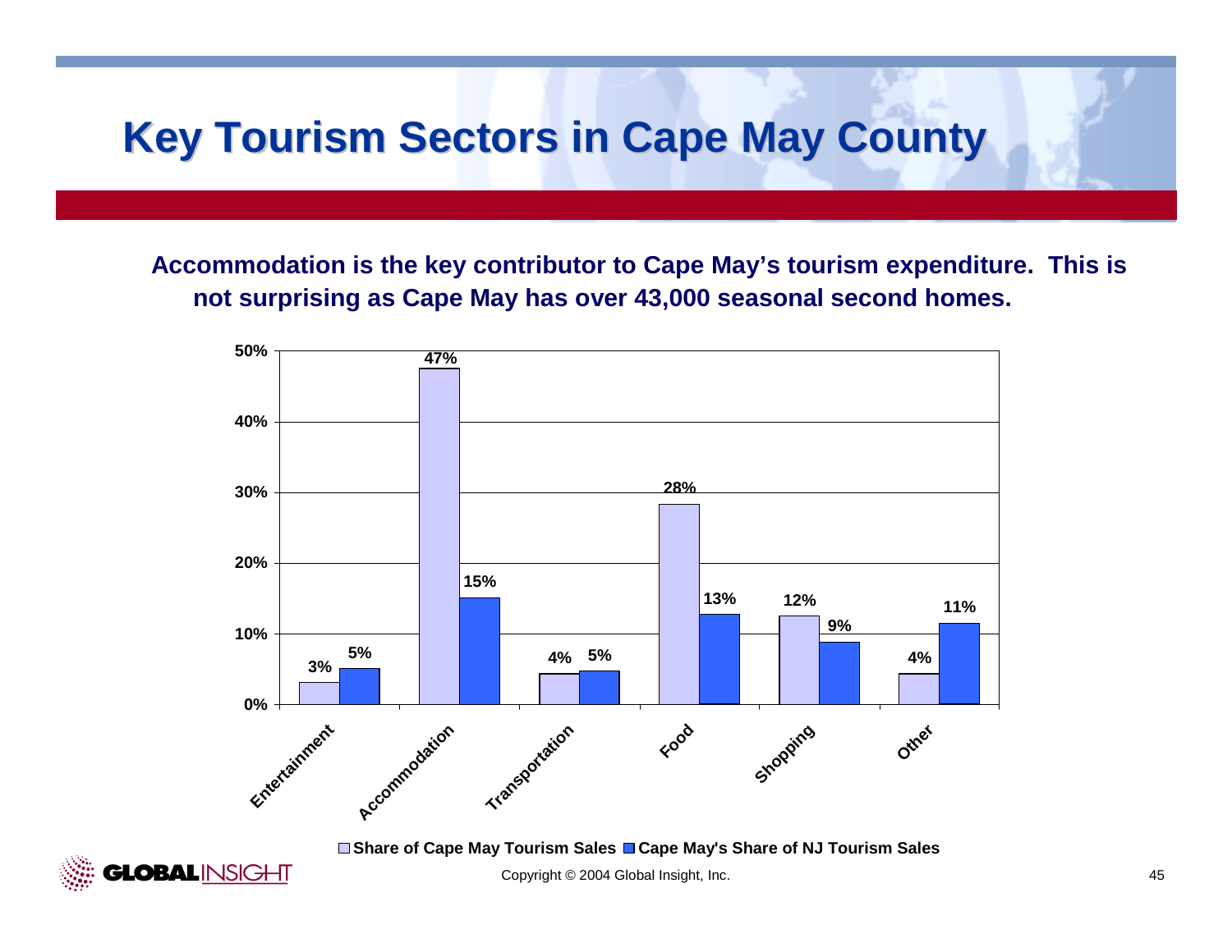# Key Tourism Sectors in Cape May County

**Accommodation is the key contributor to Cape May's tourism expenditure. This is not surprising as Cape May has over 43,000 seasonal second homes.**

| Sector | Share of Cape May Tourism Sales | Cape May's Share of NJ Tourism Sales |
|---|---|---|
| Entertainment | 3% | 5% |
| Accommodation | 47% | 15% |
| Transportation | 4% | 5% |
| Food | 28% | 13% |
| Shopping | 12% | 9% |
| Other | 4% | 11% |

Copyright © 2004 Global Insight, Inc.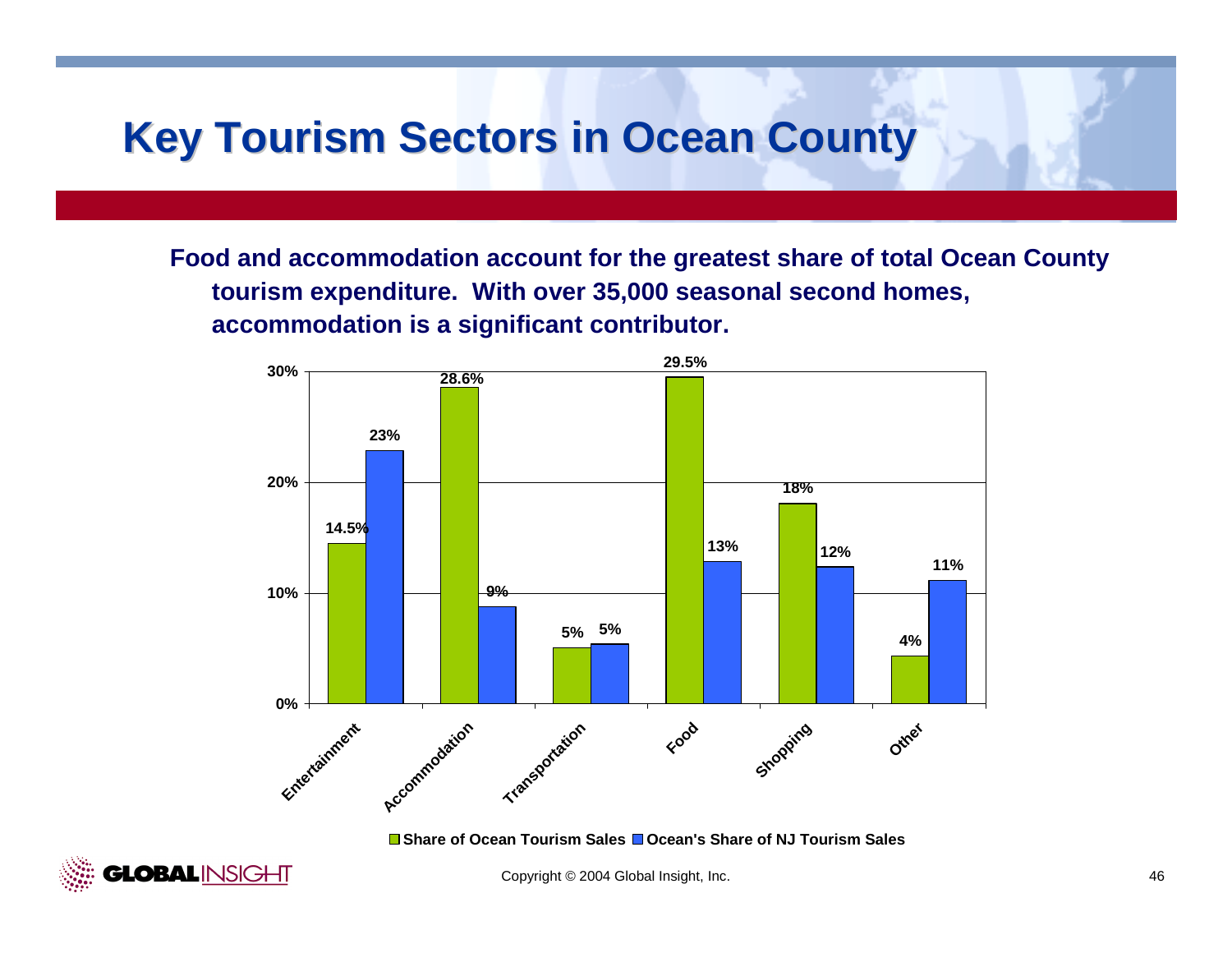# Key Tourism Sectors in Ocean County

**Food and accommodation account for the greatest share of total Ocean County tourism expenditure. With over 35,000 seasonal second homes, accommodation is a significant contributor.**

| | Share of Ocean Tourism Sales | Ocean's Share of NJ Tourism Sales |
|---|---|---|
| Entertainment | 14.5% | 23% |
| Accommodation | 28.6% | 9% |
| Transportation | 5% | 5% |
| Food | 29.5% | 13% |
| Shopping | 18% | 12% |
| Other | 4% | 11% |

Copyright © 2004 Global Insight, Inc.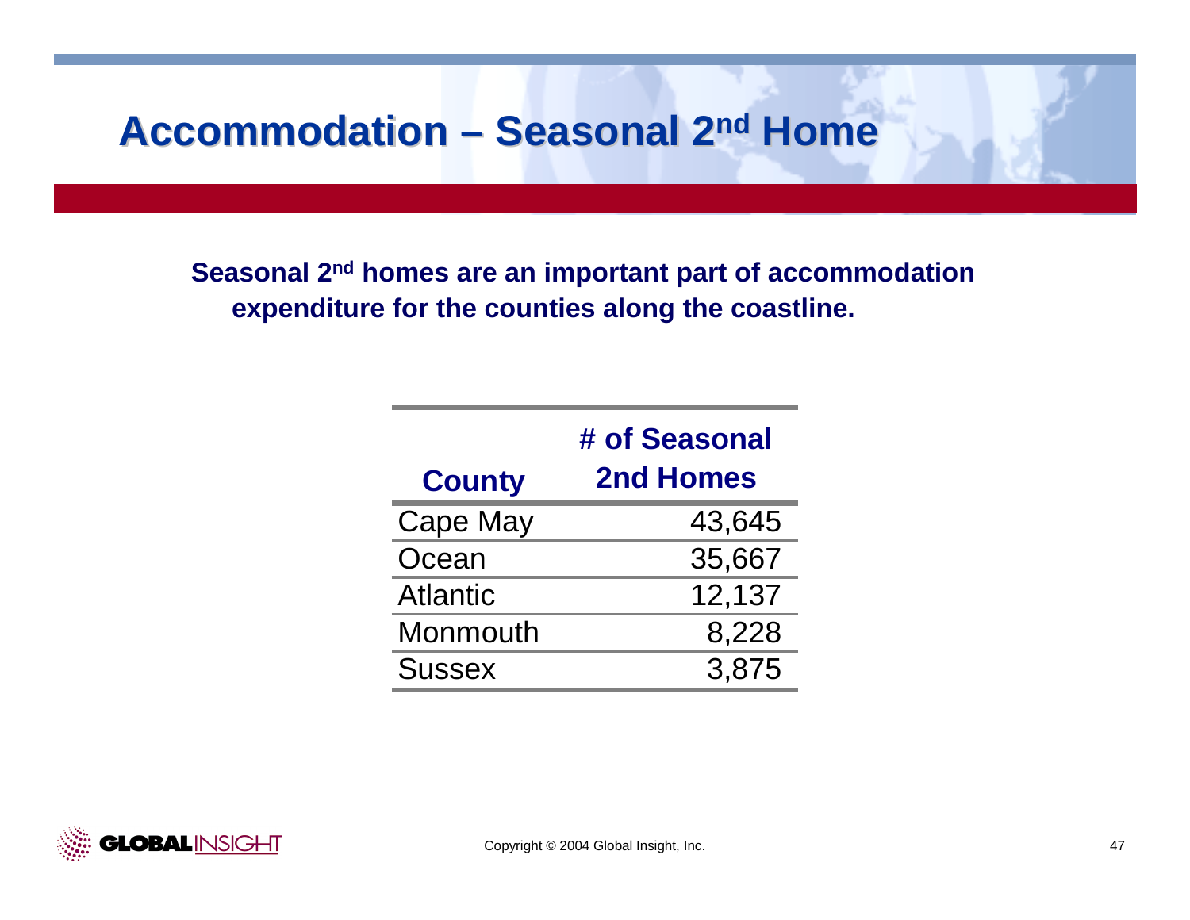# Accommodation – Seasonal 2nd Home

**Seasonal 2nd homes are an important part of accommodation expenditure for the counties along the coastline.**

| County | # of Seasonal 2nd Homes |
|---|---:|
| Cape May | 43,645 |
| Ocean | 35,667 |
| Atlantic | 12,137 |
| Monmouth | 8,228 |
| Sussex | 3,875 |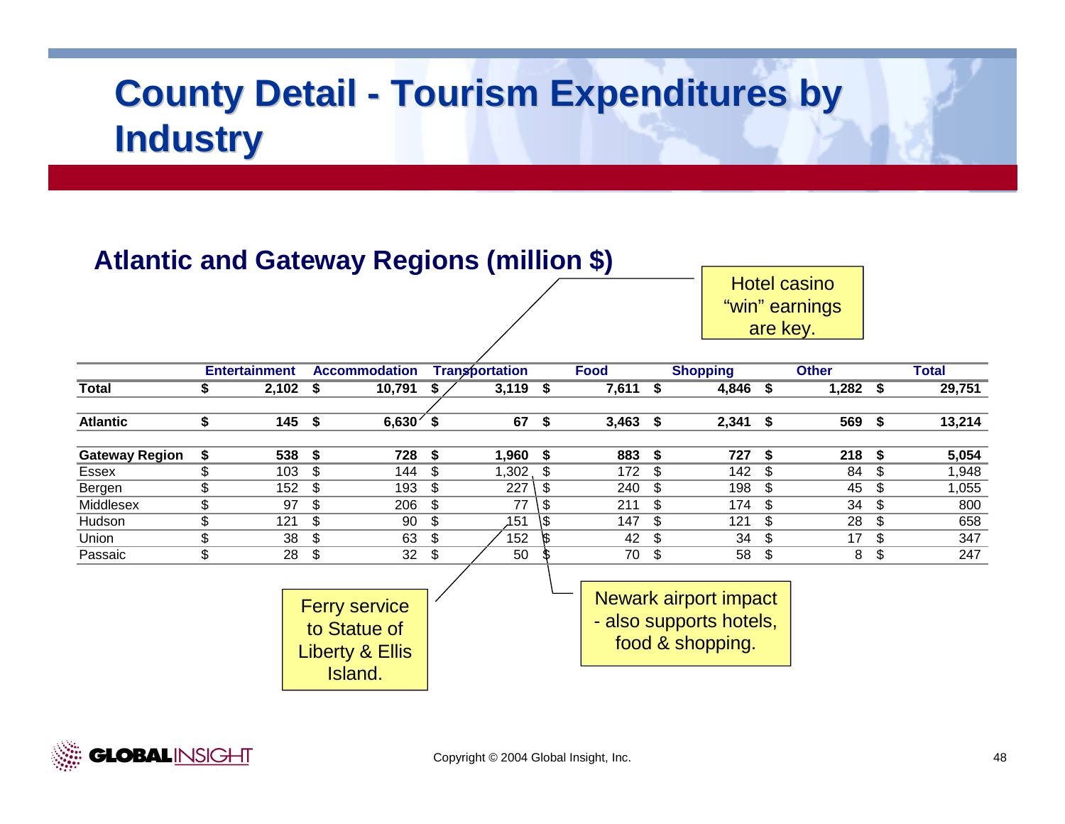# County Detail - Tourism Expenditures by Industry

## Atlantic and Gateway Regions (million $)

| | Entertainment | Accommodation | Transportation | Food | Shopping | Other | Total |
|---|---|---|---|---|---|---|---|
| **Total** | **$ 2,102** | **$ 10,791** | **$ 3,119** | **$ 7,611** | **$ 4,846** | **$ 1,282** | **$ 29,751** |
| **Atlantic** | **$ 145** | **$ 6,630** | **$ 67** | **$ 3,463** | **$ 2,341** | **$ 569** | **$ 13,214** |
| **Gateway Region** | **$ 538** | **$ 728** | **$ 1,960** | **$ 883** | **$ 727** | **$ 218** | **$ 5,054** |
| Essex | $ 103 | $ 144 | $ 1,302 | $ 172 | $ 142 | $ 84 | $ 1,948 |
| Bergen | $ 152 | $ 193 | $ 227 | $ 240 | $ 198 | $ 45 | $ 1,055 |
| Middlesex | $ 97 | $ 206 | $ 77 | $ 211 | $ 174 | $ 34 | $ 800 |
| Hudson | $ 121 | $ 90 | $ 151 | $ 147 | $ 121 | $ 28 | $ 658 |
| Union | $ 38 | $ 63 | $ 152 | $ 42 | $ 34 | $ 17 | $ 347 |
| Passaic | $ 28 | $ 32 | $ 50 | $ 70 | $ 58 | $ 8 | $ 247 |

Hotel casino "win" earnings are key.

Ferry service to Statue of Liberty & Ellis Island.

Newark airport impact - also supports hotels, food & shopping.

Copyright © 2004 Global Insight, Inc.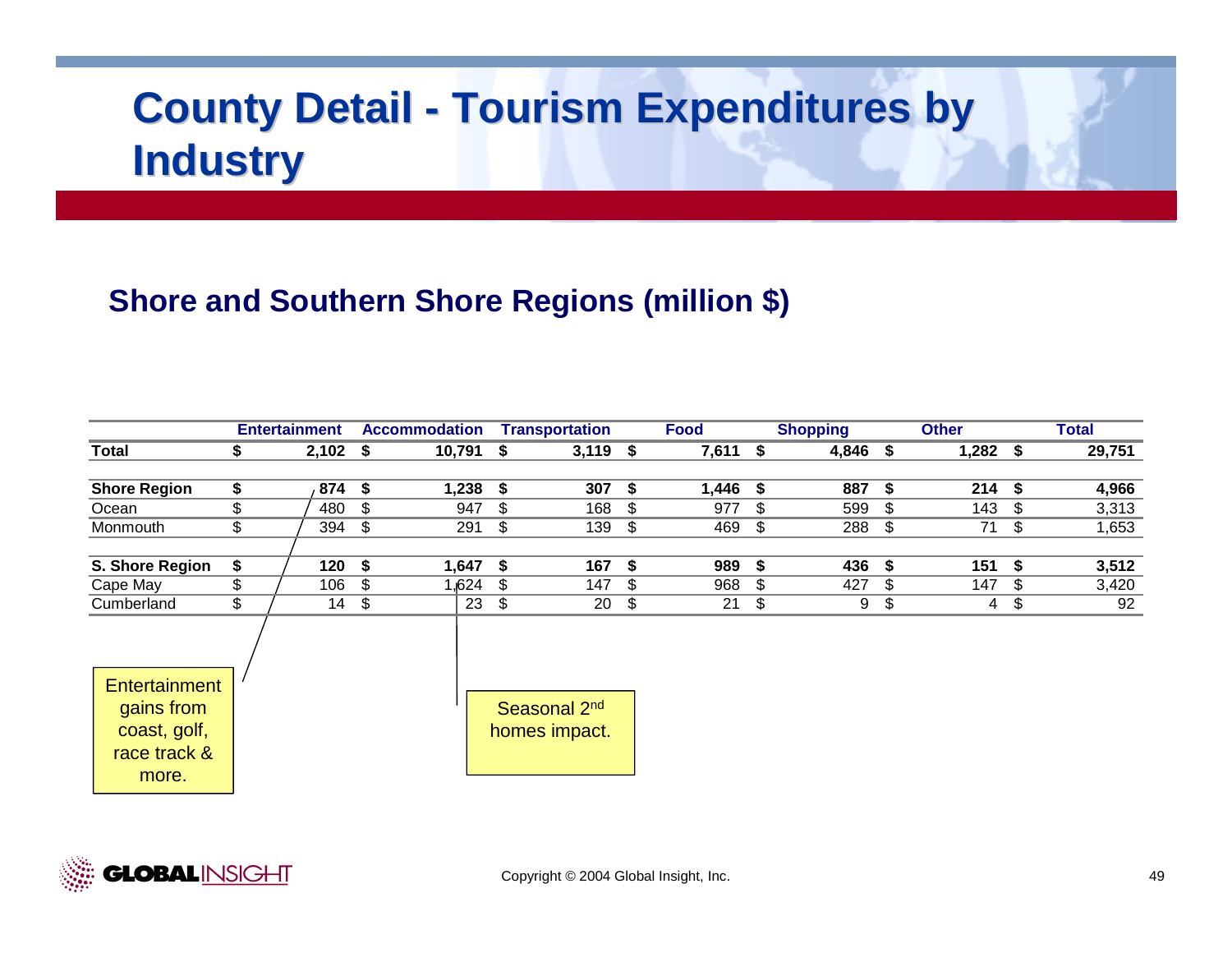# County Detail - Tourism Expenditures by Industry

## Shore and Southern Shore Regions (million $)

| | Entertainment | Accommodation | Transportation | Food | Shopping | Other | Total |
|---|---|---|---|---|---|---|---|
| **Total** | **$ 2,102** | **$ 10,791** | **$ 3,119** | **$ 7,611** | **$ 4,846** | **$ 1,282** | **$ 29,751** |
| | | | | | | | |
| **Shore Region** | **$ 874** | **$ 1,238** | **$ 307** | **$ 1,446** | **$ 887** | **$ 214** | **$ 4,966** |
| Ocean | $ 480 | $ 947 | $ 168 | $ 977 | $ 599 | $ 143 | $ 3,313 |
| Monmouth | $ 394 | $ 291 | $ 139 | $ 469 | $ 288 | $ 71 | $ 1,653 |
| | | | | | | | |
| **S. Shore Region** | **$ 120** | **$ 1,647** | **$ 167** | **$ 989** | **$ 436** | **$ 151** | **$ 3,512** |
| Cape May | $ 106 | $ 1,624 | $ 147 | $ 968 | $ 427 | $ 147 | $ 3,420 |
| Cumberland | $ 14 | $ 23 | $ 20 | $ 21 | $ 9 | $ 4 | $ 92 |

Entertainment gains from coast, golf, race track & more.

Seasonal 2nd homes impact.

Copyright © 2004 Global Insight, Inc.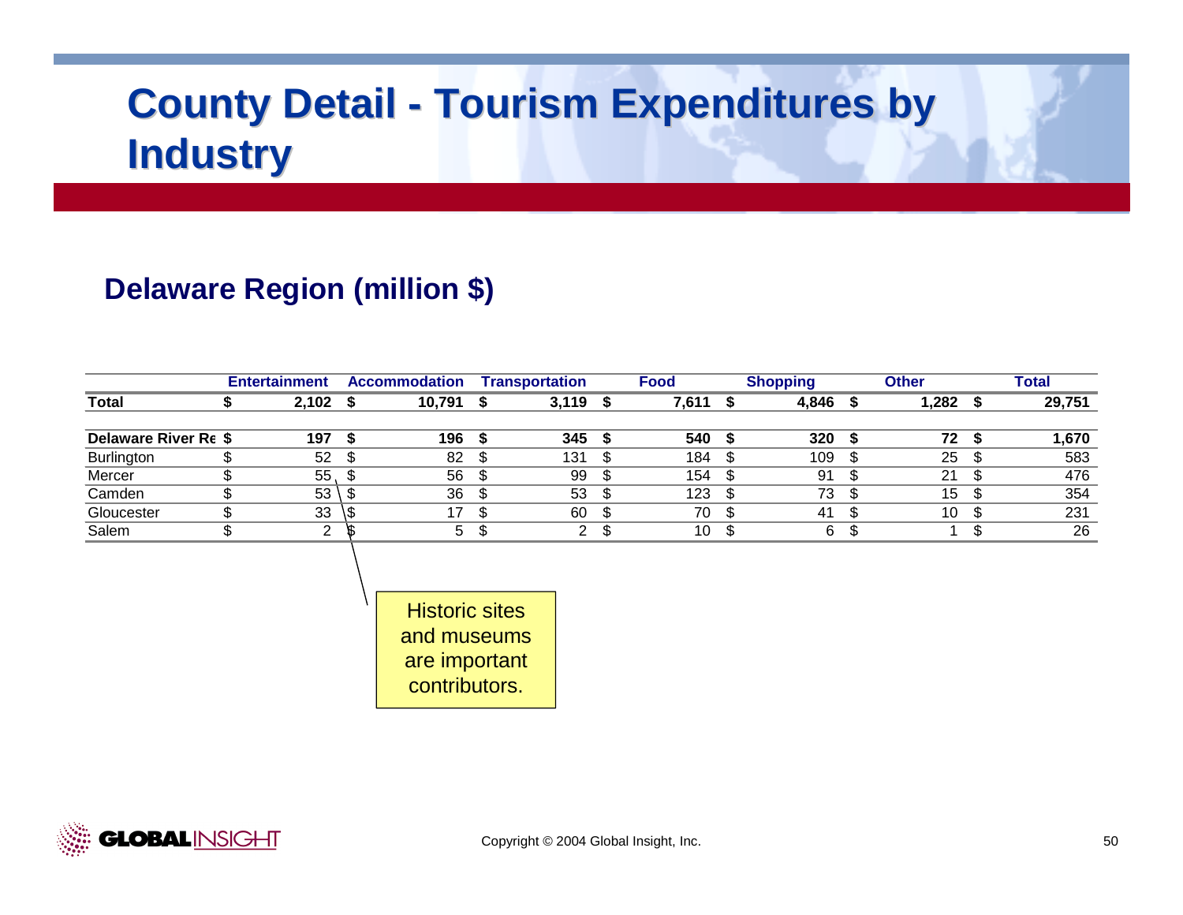# County Detail - Tourism Expenditures by Industry

## Delaware Region (million $)

| | Entertainment | Accommodation | Transportation | Food | Shopping | Other | Total |
|---|---|---|---|---|---|---|---|
| **Total** | **$ 2,102** | **$ 10,791** | **$ 3,119** | **$ 7,611** | **$ 4,846** | **$ 1,282** | **$ 29,751** |
| | | | | | | | |
| **Delaware River Re** | **$ 197** | **$ 196** | **$ 345** | **$ 540** | **$ 320** | **$ 72** | **$ 1,670** |
| Burlington | $ 52 | $ 82 | $ 131 | $ 184 | $ 109 | $ 25 | $ 583 |
| Mercer | $ 55 | $ 56 | $ 99 | $ 154 | $ 91 | $ 21 | $ 476 |
| Camden | $ 53 | $ 36 | $ 53 | $ 123 | $ 73 | $ 15 | $ 354 |
| Gloucester | $ 33 | $ 17 | $ 60 | $ 70 | $ 41 | $ 10 | $ 231 |
| Salem | $ 2 | $ 5 | $ 2 | $ 10 | $ 6 | $ 1 | $ 26 |

Historic sites and museums are important contributors.

Copyright © 2004 Global Insight, Inc.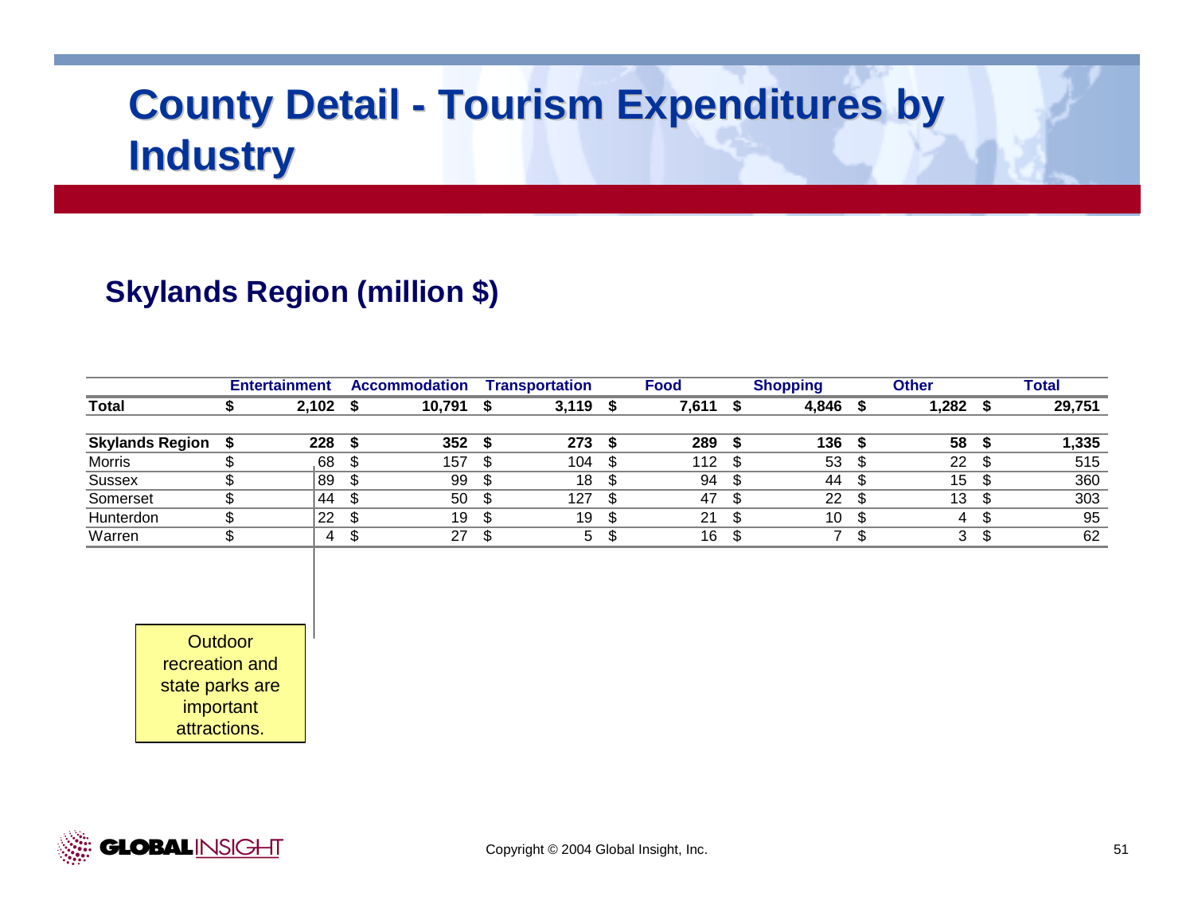# County Detail - Tourism Expenditures by Industry

## Skylands Region (million $)

| | Entertainment | Accommodation | Transportation | Food | Shopping | Other | Total |
|---|---|---|---|---|---|---|---|
| **Total** | **$ 2,102** | **$ 10,791** | **$ 3,119** | **$ 7,611** | **$ 4,846** | **$ 1,282** | **$ 29,751** |
| **Skylands Region** | **$ 228** | **$ 352** | **$ 273** | **$ 289** | **$ 136** | **$ 58** | **$ 1,335** |
| Morris | $ 68 | $ 157 | $ 104 | $ 112 | $ 53 | $ 22 | $ 515 |
| Sussex | $ 89 | $ 99 | $ 18 | $ 94 | $ 44 | $ 15 | $ 360 |
| Somerset | $ 44 | $ 50 | $ 127 | $ 47 | $ 22 | $ 13 | $ 303 |
| Hunterdon | $ 22 | $ 19 | $ 19 | $ 21 | $ 10 | $ 4 | $ 95 |
| Warren | $ 4 | $ 27 | $ 5 | $ 16 | $ 7 | $ 3 | $ 62 |

Outdoor recreation and state parks are important attractions.

Copyright © 2004 Global Insight, Inc.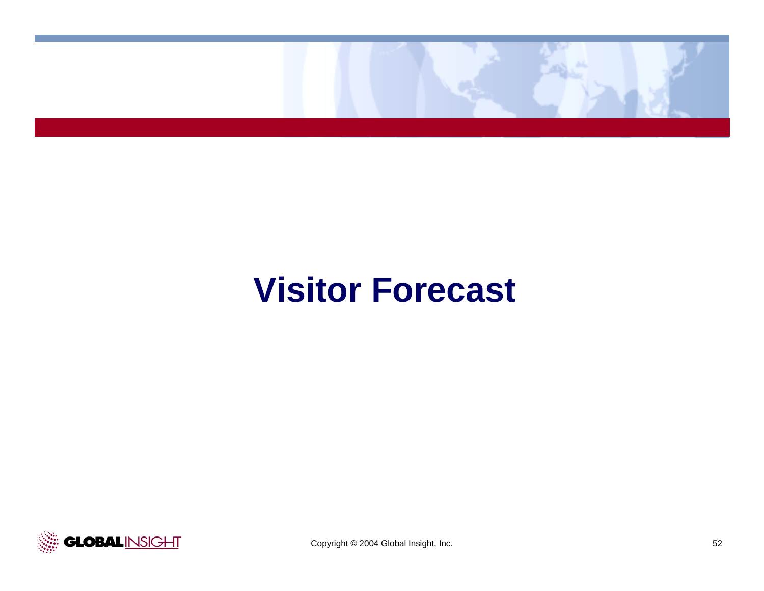# Visitor Forecast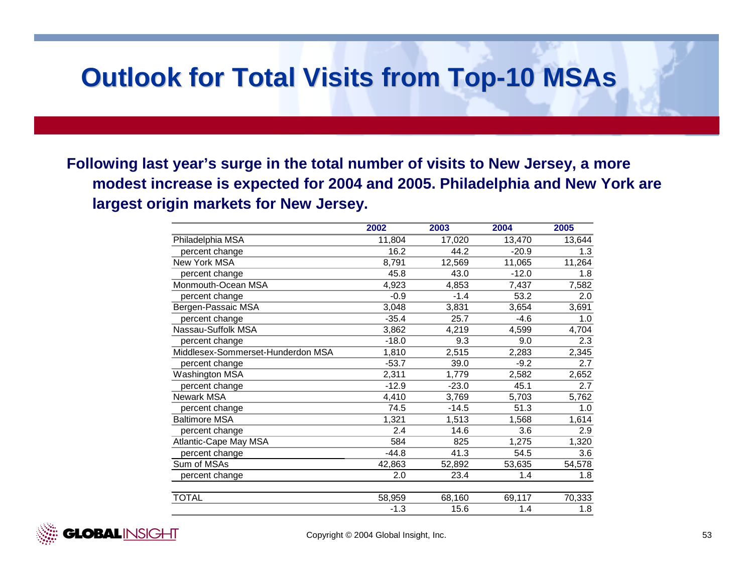# Outlook for Total Visits from Top-10 MSAs

**Following last year's surge in the total number of visits to New Jersey, a more modest increase is expected for 2004 and 2005. Philadelphia and New York are largest origin markets for New Jersey.**

| | 2002 | 2003 | 2004 | 2005 |
|---|---|---|---|---|
| Philadelphia MSA | 11,804 | 17,020 | 13,470 | 13,644 |
| percent change | 16.2 | 44.2 | -20.9 | 1.3 |
| New York MSA | 8,791 | 12,569 | 11,065 | 11,264 |
| percent change | 45.8 | 43.0 | -12.0 | 1.8 |
| Monmouth-Ocean MSA | 4,923 | 4,853 | 7,437 | 7,582 |
| percent change | -0.9 | -1.4 | 53.2 | 2.0 |
| Bergen-Passaic MSA | 3,048 | 3,831 | 3,654 | 3,691 |
| percent change | -35.4 | 25.7 | -4.6 | 1.0 |
| Nassau-Suffolk MSA | 3,862 | 4,219 | 4,599 | 4,704 |
| percent change | -18.0 | 9.3 | 9.0 | 2.3 |
| Middlesex-Sommerset-Hunderdon MSA | 1,810 | 2,515 | 2,283 | 2,345 |
| percent change | -53.7 | 39.0 | -9.2 | 2.7 |
| Washington MSA | 2,311 | 1,779 | 2,582 | 2,652 |
| percent change | -12.9 | -23.0 | 45.1 | 2.7 |
| Newark MSA | 4,410 | 3,769 | 5,703 | 5,762 |
| percent change | 74.5 | -14.5 | 51.3 | 1.0 |
| Baltimore MSA | 1,321 | 1,513 | 1,568 | 1,614 |
| percent change | 2.4 | 14.6 | 3.6 | 2.9 |
| Atlantic-Cape May MSA | 584 | 825 | 1,275 | 1,320 |
| percent change | -44.8 | 41.3 | 54.5 | 3.6 |
| Sum of MSAs | 42,863 | 52,892 | 53,635 | 54,578 |
| percent change | 2.0 | 23.4 | 1.4 | 1.8 |
| TOTAL | 58,959 | 68,160 | 69,117 | 70,333 |
| | -1.3 | 15.6 | 1.4 | 1.8 |

Copyright © 2004 Global Insight, Inc.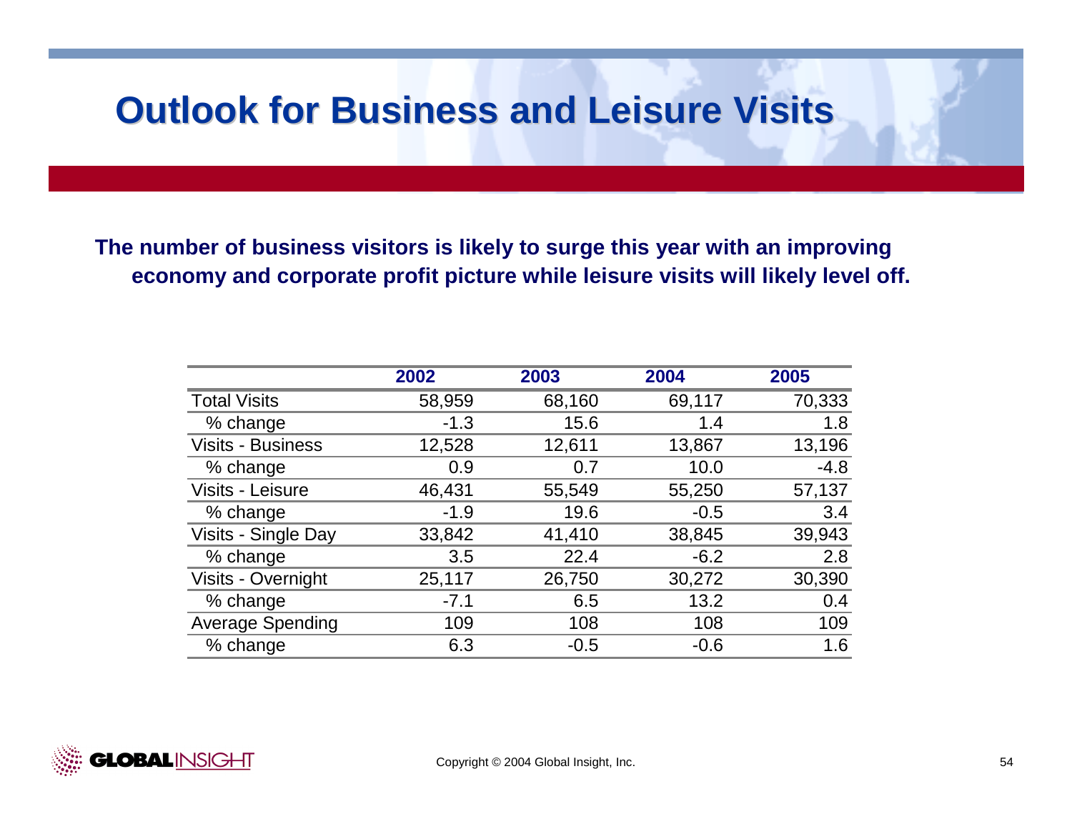# Outlook for Business and Leisure Visits

**The number of business visitors is likely to surge this year with an improving economy and corporate profit picture while leisure visits will likely level off.**

| | 2002 | 2003 | 2004 | 2005 |
|---|---|---|---|---|
| Total Visits | 58,959 | 68,160 | 69,117 | 70,333 |
| % change | -1.3 | 15.6 | 1.4 | 1.8 |
| Visits - Business | 12,528 | 12,611 | 13,867 | 13,196 |
| % change | 0.9 | 0.7 | 10.0 | -4.8 |
| Visits - Leisure | 46,431 | 55,549 | 55,250 | 57,137 |
| % change | -1.9 | 19.6 | -0.5 | 3.4 |
| Visits - Single Day | 33,842 | 41,410 | 38,845 | 39,943 |
| % change | 3.5 | 22.4 | -6.2 | 2.8 |
| Visits - Overnight | 25,117 | 26,750 | 30,272 | 30,390 |
| % change | -7.1 | 6.5 | 13.2 | 0.4 |
| Average Spending | 109 | 108 | 108 | 109 |
| % change | 6.3 | -0.5 | -0.6 | 1.6 |

Copyright © 2004 Global Insight, Inc.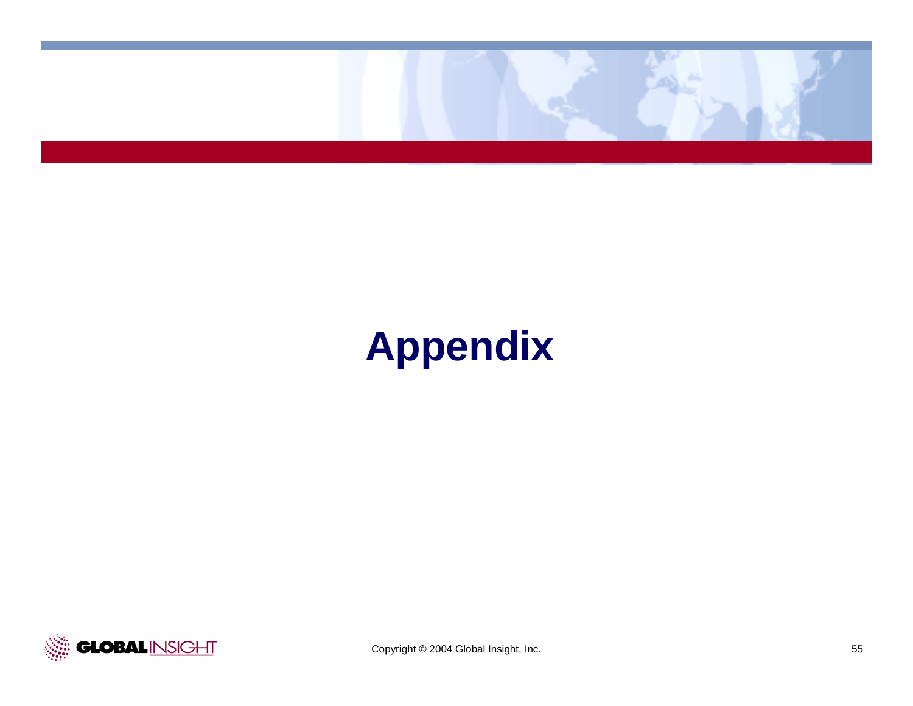# Appendix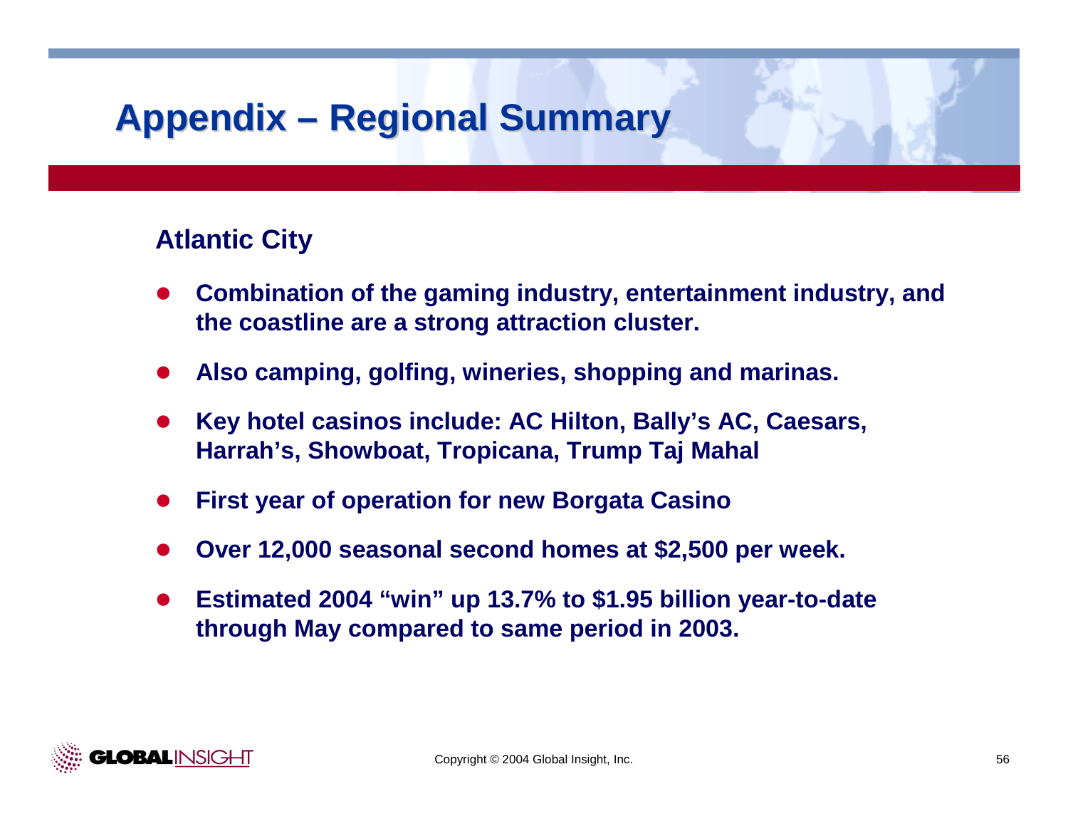# Appendix – Regional Summary

## Atlantic City

- Combination of the gaming industry, entertainment industry, and the coastline are a strong attraction cluster.
- Also camping, golfing, wineries, shopping and marinas.
- Key hotel casinos include: AC Hilton, Bally's AC, Caesars, Harrah's, Showboat, Tropicana, Trump Taj Mahal
- First year of operation for new Borgata Casino
- Over 12,000 seasonal second homes at $2,500 per week.
- Estimated 2004 "win" up 13.7% to $1.95 billion year-to-date through May compared to same period in 2003.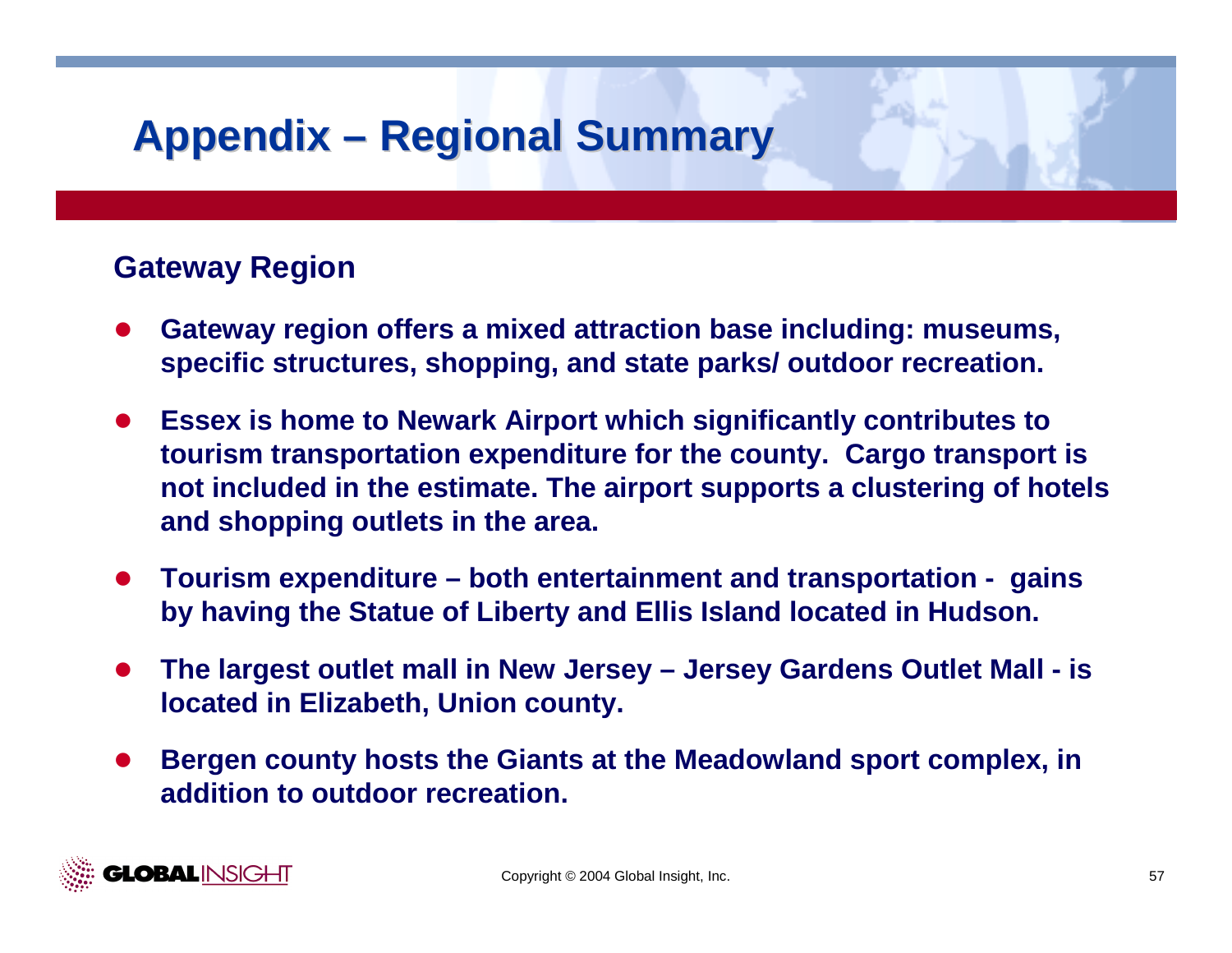# Appendix – Regional Summary

## Gateway Region

- Gateway region offers a mixed attraction base including: museums, specific structures, shopping, and state parks/ outdoor recreation.
- Essex is home to Newark Airport which significantly contributes to tourism transportation expenditure for the county. Cargo transport is not included in the estimate. The airport supports a clustering of hotels and shopping outlets in the area.
- Tourism expenditure – both entertainment and transportation - gains by having the Statue of Liberty and Ellis Island located in Hudson.
- The largest outlet mall in New Jersey – Jersey Gardens Outlet Mall - is located in Elizabeth, Union county.
- Bergen county hosts the Giants at the Meadowland sport complex, in addition to outdoor recreation.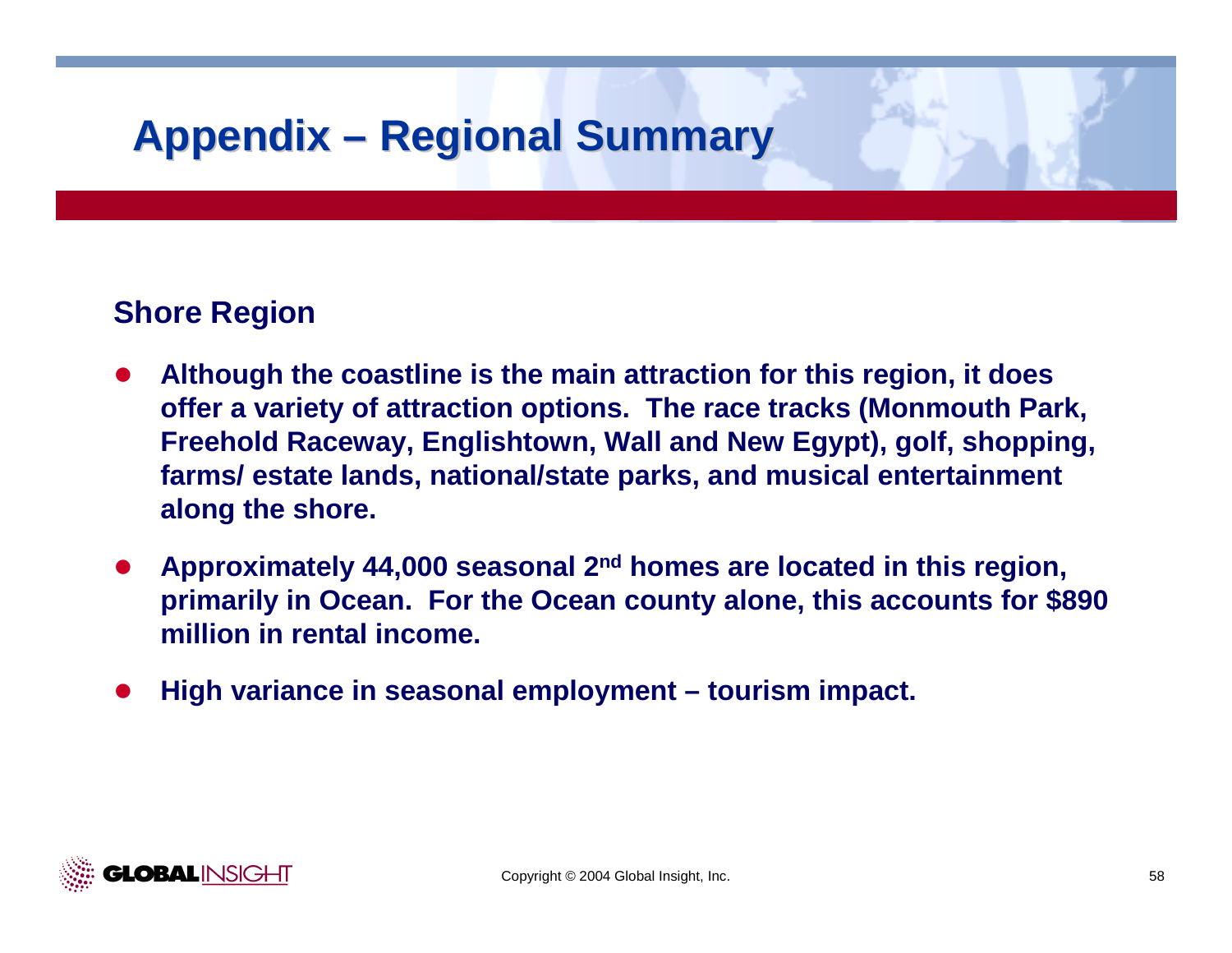# Appendix – Regional Summary

## Shore Region

- **Although the coastline is the main attraction for this region, it does offer a variety of attraction options. The race tracks (Monmouth Park, Freehold Raceway, Englishtown, Wall and New Egypt), golf, shopping, farms/ estate lands, national/state parks, and musical entertainment along the shore.**
- **Approximately 44,000 seasonal 2nd homes are located in this region, primarily in Ocean. For the Ocean county alone, this accounts for $890 million in rental income.**
- **High variance in seasonal employment – tourism impact.**

Copyright © 2004 Global Insight, Inc.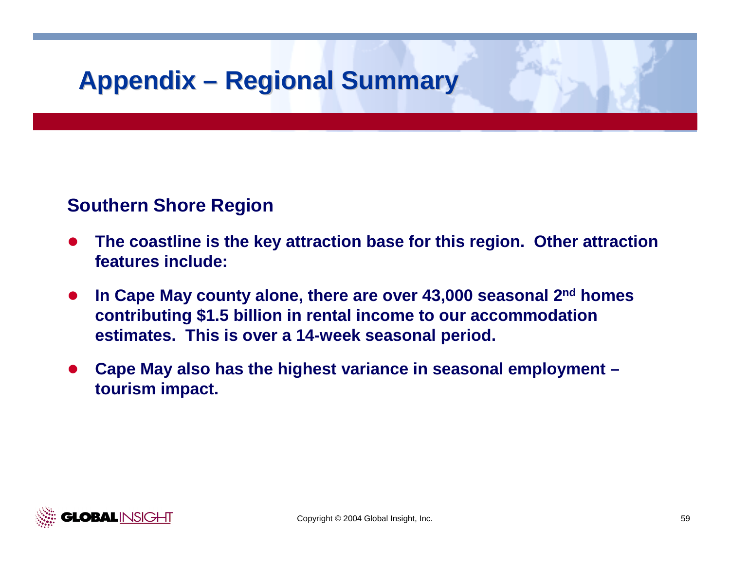# Appendix – Regional Summary

## Southern Shore Region

- **The coastline is the key attraction base for this region. Other attraction features include:**
- **In Cape May county alone, there are over 43,000 seasonal 2nd homes contributing \$1.5 billion in rental income to our accommodation estimates. This is over a 14-week seasonal period.**
- **Cape May also has the highest variance in seasonal employment – tourism impact.**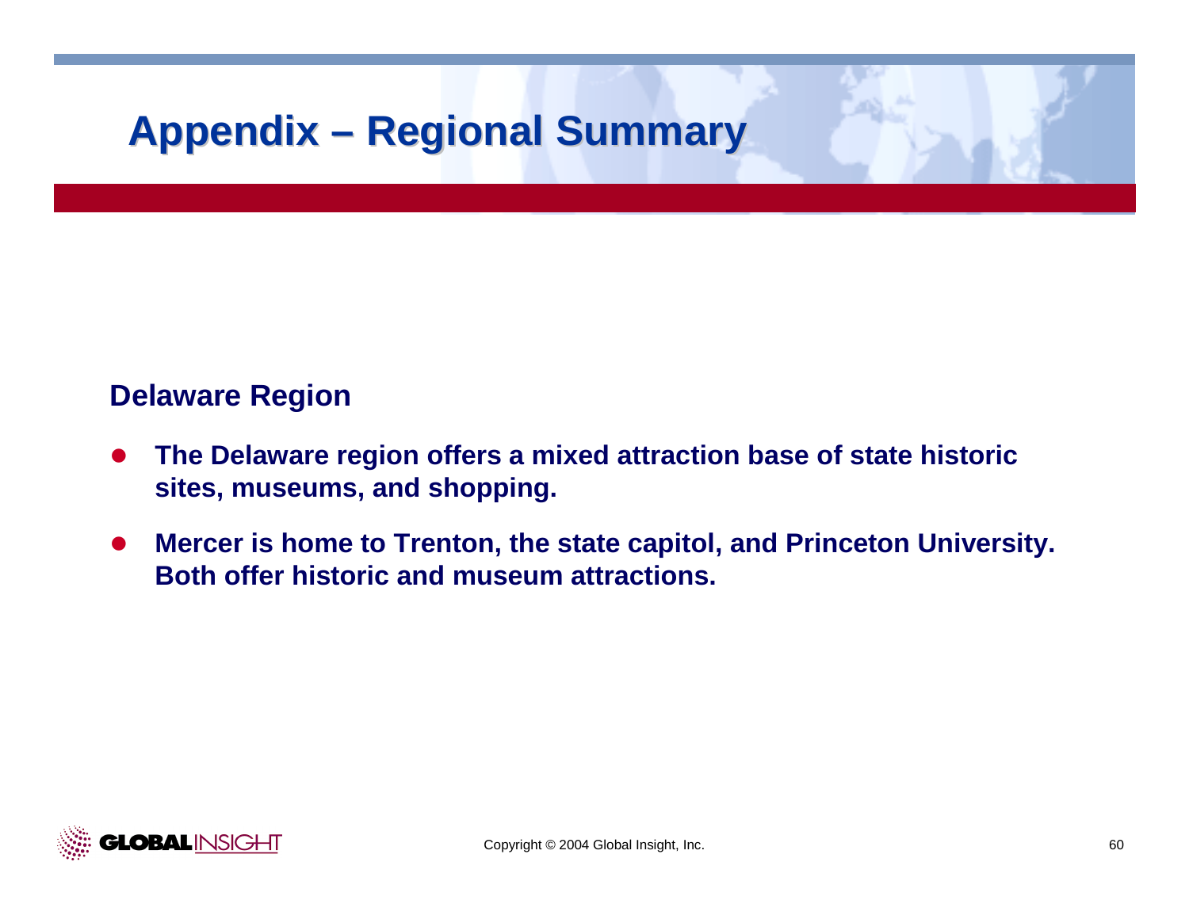# Appendix – Regional Summary

## Delaware Region

- **The Delaware region offers a mixed attraction base of state historic sites, museums, and shopping.**
- **Mercer is home to Trenton, the state capitol, and Princeton University. Both offer historic and museum attractions.**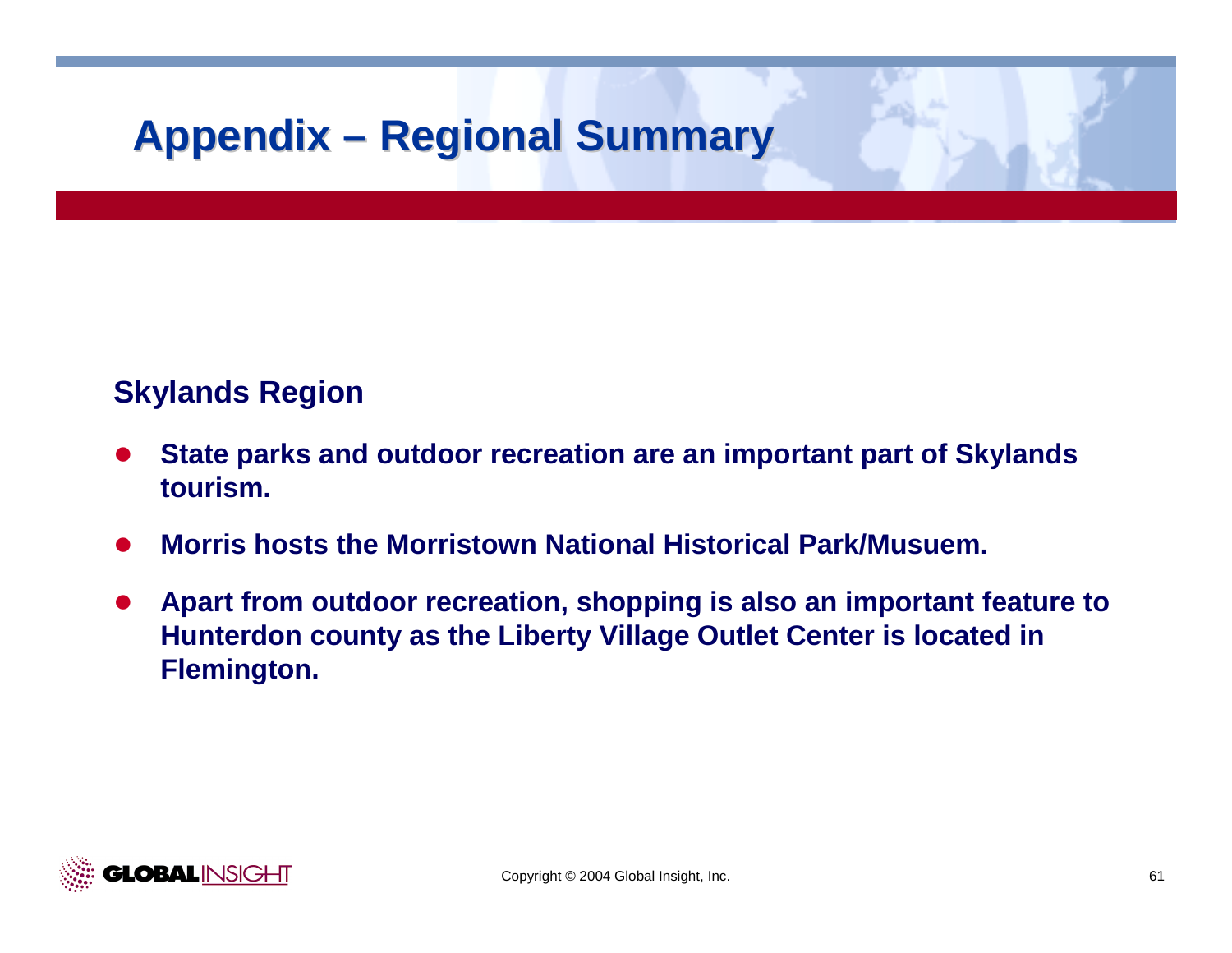# Appendix – Regional Summary

## Skylands Region

- **State parks and outdoor recreation are an important part of Skylands tourism.**
- **Morris hosts the Morristown National Historical Park/Musuem.**
- **Apart from outdoor recreation, shopping is also an important feature to Hunterdon county as the Liberty Village Outlet Center is located in Flemington.**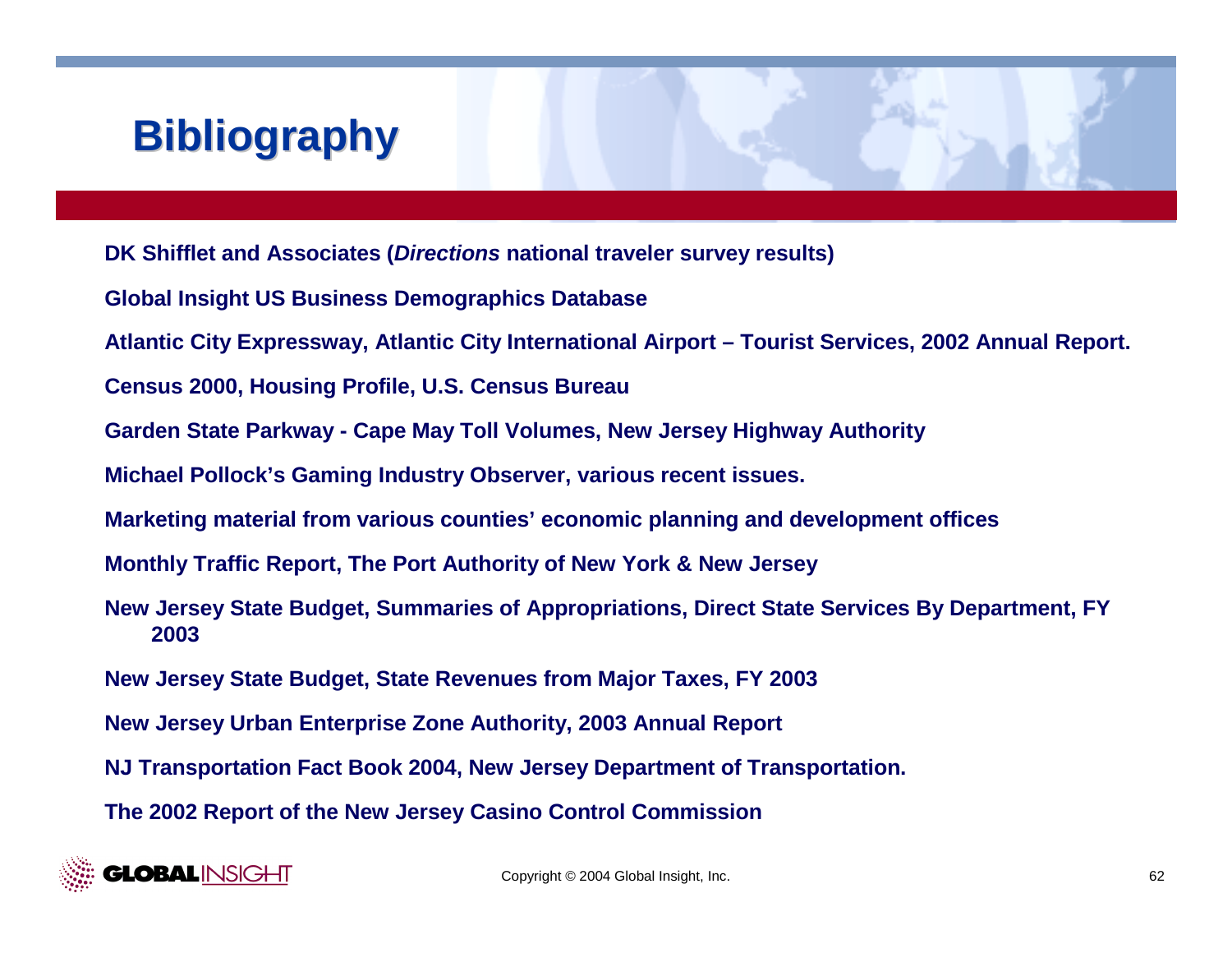# Bibliography

**DK Shifflet and Associates (*Directions* national traveler survey results)**

**Global Insight US Business Demographics Database**

**Atlantic City Expressway, Atlantic City International Airport – Tourist Services, 2002 Annual Report.**

**Census 2000, Housing Profile, U.S. Census Bureau**

**Garden State Parkway - Cape May Toll Volumes, New Jersey Highway Authority**

**Michael Pollock's Gaming Industry Observer, various recent issues.**

**Marketing material from various counties' economic planning and development offices**

**Monthly Traffic Report, The Port Authority of New York & New Jersey**

**New Jersey State Budget, Summaries of Appropriations, Direct State Services By Department, FY 2003**

**New Jersey State Budget, State Revenues from Major Taxes, FY 2003**

**New Jersey Urban Enterprise Zone Authority, 2003 Annual Report**

**NJ Transportation Fact Book 2004, New Jersey Department of Transportation.**

**The 2002 Report of the New Jersey Casino Control Commission**

Copyright © 2004 Global Insight, Inc.